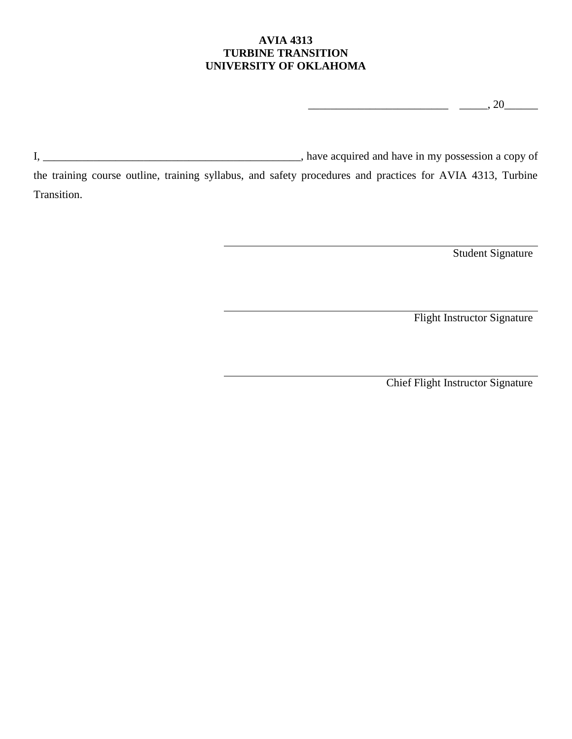**AVIA 4313**
**TURBINE TRANSITION**
**UNIVERSITY OF OKLAHOMA**

_________________________ _____, 20______

I, ________________________________________________, have acquired and have in my possession a copy of the training course outline, training syllabus, and safety procedures and practices for AVIA 4313, Turbine Transition.

______________________________________________
Student Signature

______________________________________________
Flight Instructor Signature

______________________________________________
Chief Flight Instructor Signature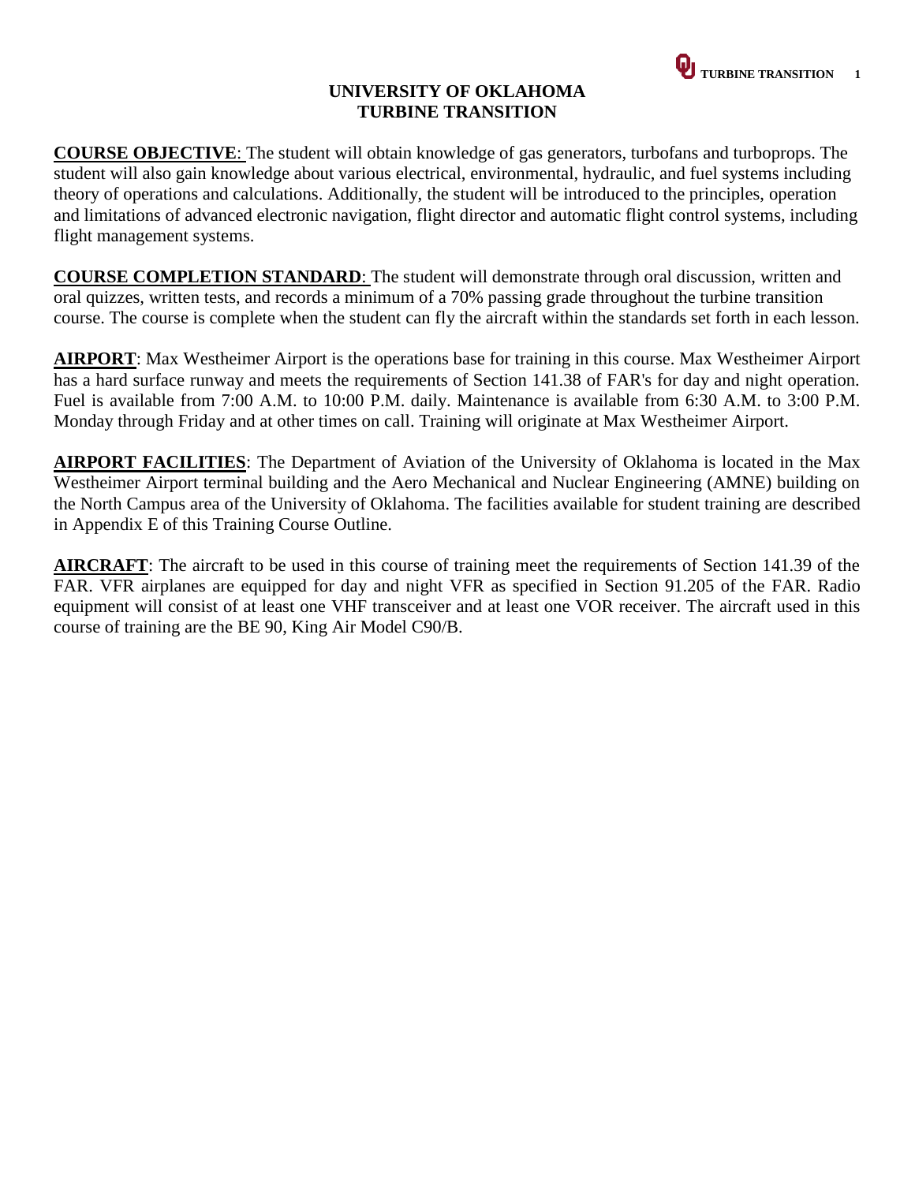# UNIVERSITY OF OKLAHOMA
# TURBINE TRANSITION

**COURSE OBJECTIVE**: The student will obtain knowledge of gas generators, turbofans and turboprops. The student will also gain knowledge about various electrical, environmental, hydraulic, and fuel systems including theory of operations and calculations. Additionally, the student will be introduced to the principles, operation and limitations of advanced electronic navigation, flight director and automatic flight control systems, including flight management systems.

**COURSE COMPLETION STANDARD**: The student will demonstrate through oral discussion, written and oral quizzes, written tests, and records a minimum of a 70% passing grade throughout the turbine transition course. The course is complete when the student can fly the aircraft within the standards set forth in each lesson.

**AIRPORT**: Max Westheimer Airport is the operations base for training in this course. Max Westheimer Airport has a hard surface runway and meets the requirements of Section 141.38 of FAR's for day and night operation. Fuel is available from 7:00 A.M. to 10:00 P.M. daily. Maintenance is available from 6:30 A.M. to 3:00 P.M. Monday through Friday and at other times on call. Training will originate at Max Westheimer Airport.

**AIRPORT FACILITIES**: The Department of Aviation of the University of Oklahoma is located in the Max Westheimer Airport terminal building and the Aero Mechanical and Nuclear Engineering (AMNE) building on the North Campus area of the University of Oklahoma. The facilities available for student training are described in Appendix E of this Training Course Outline.

**AIRCRAFT**: The aircraft to be used in this course of training meet the requirements of Section 141.39 of the FAR. VFR airplanes are equipped for day and night VFR as specified in Section 91.205 of the FAR. Radio equipment will consist of at least one VHF transceiver and at least one VOR receiver. The aircraft used in this course of training are the BE 90, King Air Model C90/B.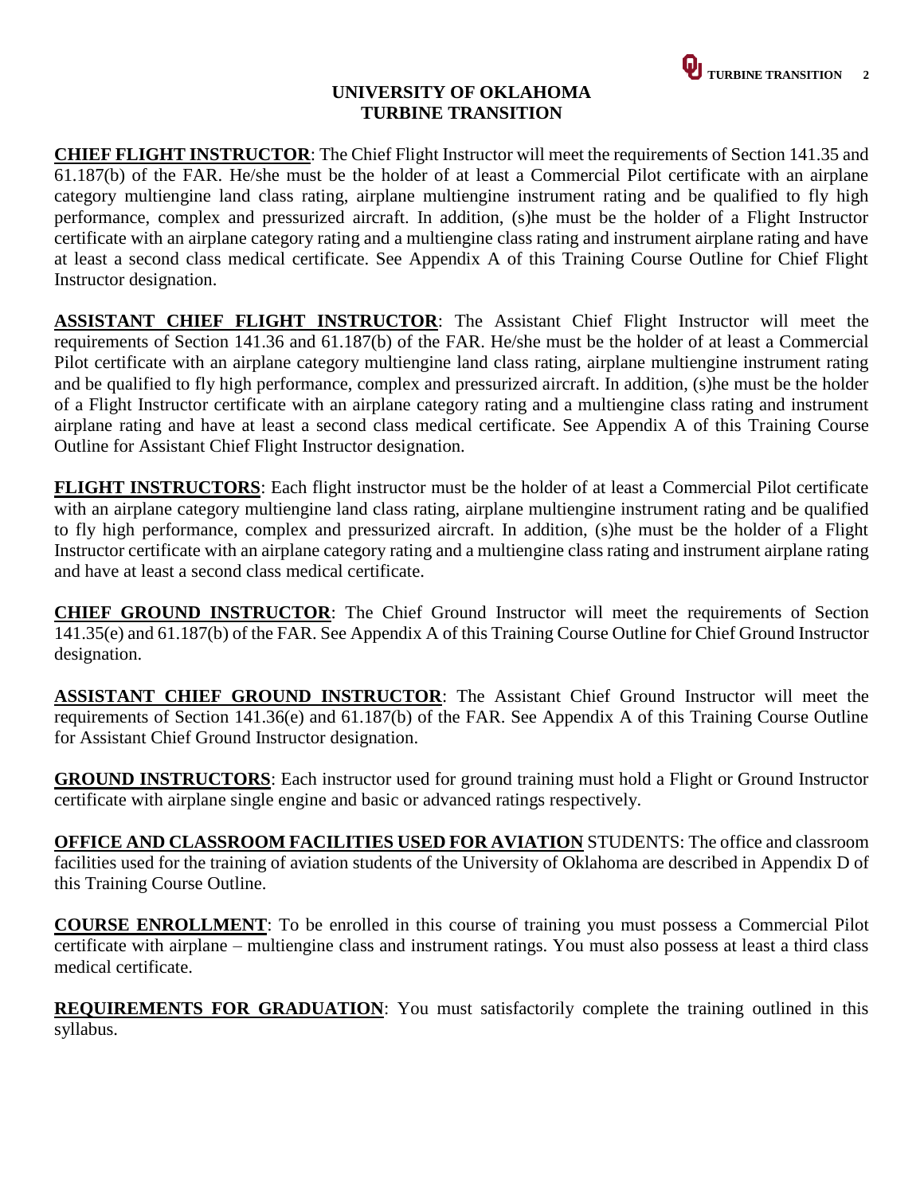# UNIVERSITY OF OKLAHOMA
# TURBINE TRANSITION

**CHIEF FLIGHT INSTRUCTOR**: The Chief Flight Instructor will meet the requirements of Section 141.35 and 61.187(b) of the FAR. He/she must be the holder of at least a Commercial Pilot certificate with an airplane category multiengine land class rating, airplane multiengine instrument rating and be qualified to fly high performance, complex and pressurized aircraft. In addition, (s)he must be the holder of a Flight Instructor certificate with an airplane category rating and a multiengine class rating and instrument airplane rating and have at least a second class medical certificate. See Appendix A of this Training Course Outline for Chief Flight Instructor designation.

**ASSISTANT CHIEF FLIGHT INSTRUCTOR**: The Assistant Chief Flight Instructor will meet the requirements of Section 141.36 and 61.187(b) of the FAR. He/she must be the holder of at least a Commercial Pilot certificate with an airplane category multiengine land class rating, airplane multiengine instrument rating and be qualified to fly high performance, complex and pressurized aircraft. In addition, (s)he must be the holder of a Flight Instructor certificate with an airplane category rating and a multiengine class rating and instrument airplane rating and have at least a second class medical certificate. See Appendix A of this Training Course Outline for Assistant Chief Flight Instructor designation.

**FLIGHT INSTRUCTORS**: Each flight instructor must be the holder of at least a Commercial Pilot certificate with an airplane category multiengine land class rating, airplane multiengine instrument rating and be qualified to fly high performance, complex and pressurized aircraft. In addition, (s)he must be the holder of a Flight Instructor certificate with an airplane category rating and a multiengine class rating and instrument airplane rating and have at least a second class medical certificate.

**CHIEF GROUND INSTRUCTOR**: The Chief Ground Instructor will meet the requirements of Section 141.35(e) and 61.187(b) of the FAR. See Appendix A of this Training Course Outline for Chief Ground Instructor designation.

**ASSISTANT CHIEF GROUND INSTRUCTOR**: The Assistant Chief Ground Instructor will meet the requirements of Section 141.36(e) and 61.187(b) of the FAR. See Appendix A of this Training Course Outline for Assistant Chief Ground Instructor designation.

**GROUND INSTRUCTORS**: Each instructor used for ground training must hold a Flight or Ground Instructor certificate with airplane single engine and basic or advanced ratings respectively.

**OFFICE AND CLASSROOM FACILITIES USED FOR AVIATION** STUDENTS: The office and classroom facilities used for the training of aviation students of the University of Oklahoma are described in Appendix D of this Training Course Outline.

**COURSE ENROLLMENT**: To be enrolled in this course of training you must possess a Commercial Pilot certificate with airplane – multiengine class and instrument ratings. You must also possess at least a third class medical certificate.

**REQUIREMENTS FOR GRADUATION**: You must satisfactorily complete the training outlined in this syllabus.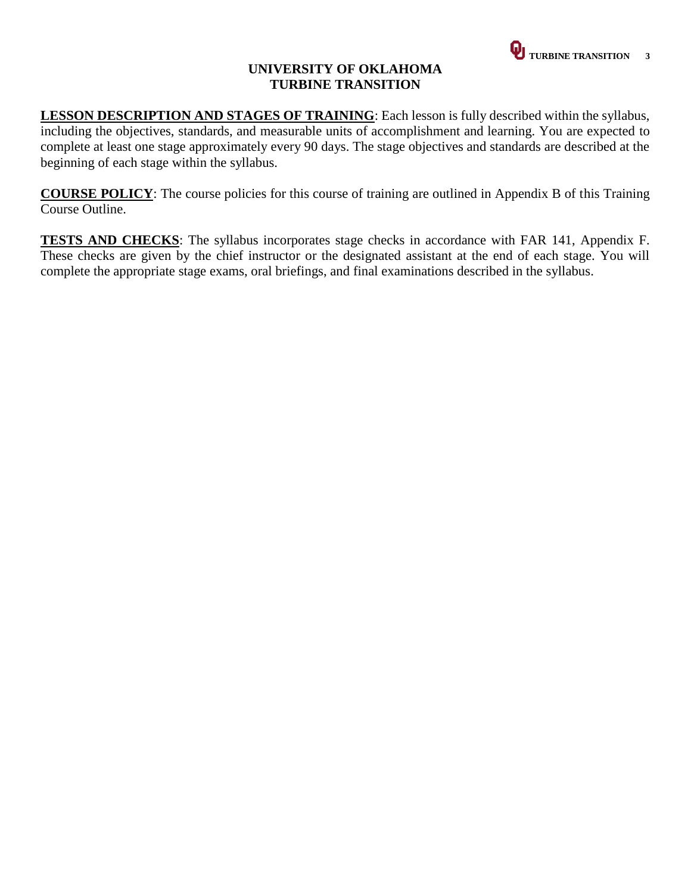# UNIVERSITY OF OKLAHOMA
# TURBINE TRANSITION

**LESSON DESCRIPTION AND STAGES OF TRAINING**: Each lesson is fully described within the syllabus, including the objectives, standards, and measurable units of accomplishment and learning. You are expected to complete at least one stage approximately every 90 days. The stage objectives and standards are described at the beginning of each stage within the syllabus.

**COURSE POLICY**: The course policies for this course of training are outlined in Appendix B of this Training Course Outline.

**TESTS AND CHECKS**: The syllabus incorporates stage checks in accordance with FAR 141, Appendix F. These checks are given by the chief instructor or the designated assistant at the end of each stage. You will complete the appropriate stage exams, oral briefings, and final examinations described in the syllabus.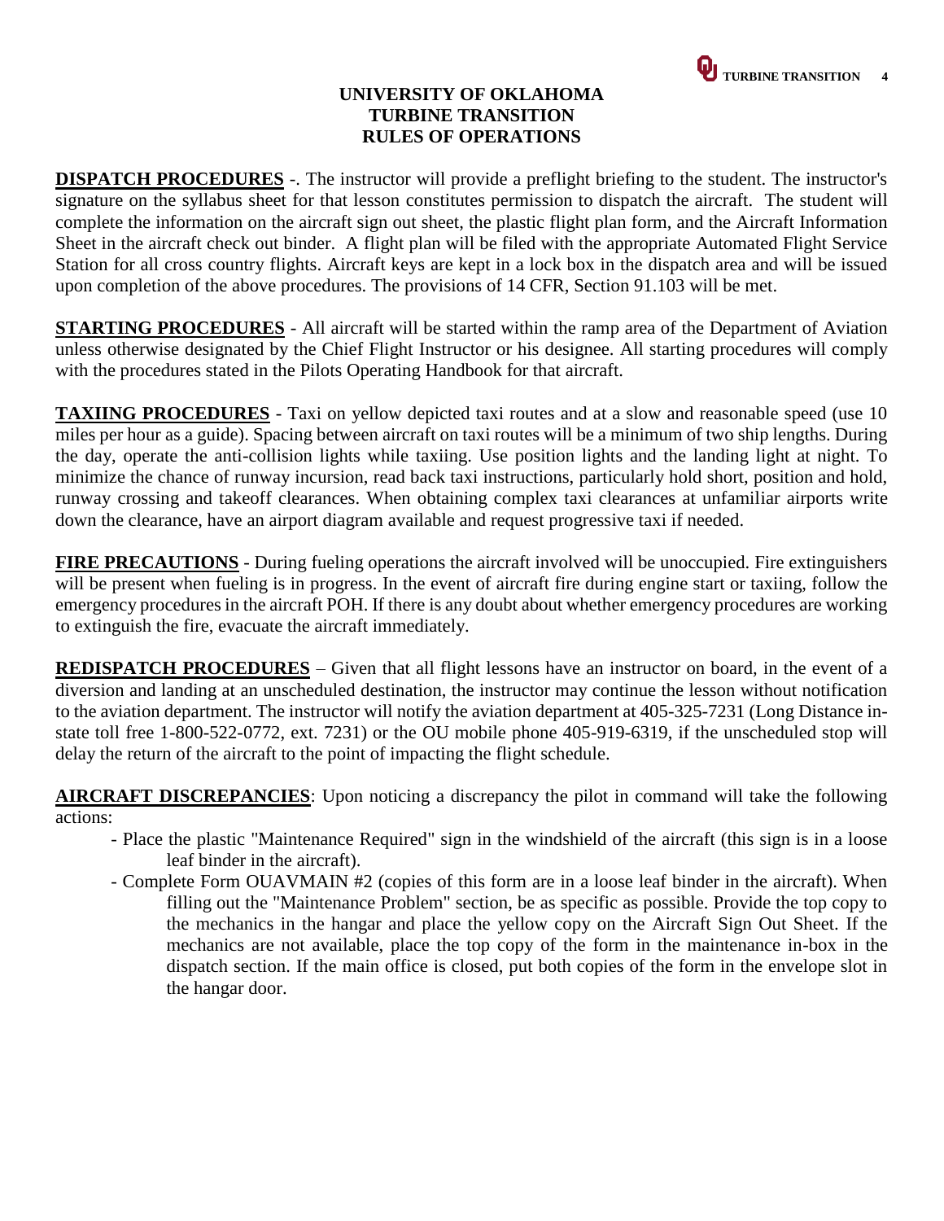# UNIVERSITY OF OKLAHOMA
# TURBINE TRANSITION
# RULES OF OPERATIONS

**DISPATCH PROCEDURES** -. The instructor will provide a preflight briefing to the student. The instructor's signature on the syllabus sheet for that lesson constitutes permission to dispatch the aircraft. The student will complete the information on the aircraft sign out sheet, the plastic flight plan form, and the Aircraft Information Sheet in the aircraft check out binder. A flight plan will be filed with the appropriate Automated Flight Service Station for all cross country flights. Aircraft keys are kept in a lock box in the dispatch area and will be issued upon completion of the above procedures. The provisions of 14 CFR, Section 91.103 will be met.

**STARTING PROCEDURES** - All aircraft will be started within the ramp area of the Department of Aviation unless otherwise designated by the Chief Flight Instructor or his designee. All starting procedures will comply with the procedures stated in the Pilots Operating Handbook for that aircraft.

**TAXIING PROCEDURES** - Taxi on yellow depicted taxi routes and at a slow and reasonable speed (use 10 miles per hour as a guide). Spacing between aircraft on taxi routes will be a minimum of two ship lengths. During the day, operate the anti-collision lights while taxiing. Use position lights and the landing light at night. To minimize the chance of runway incursion, read back taxi instructions, particularly hold short, position and hold, runway crossing and takeoff clearances. When obtaining complex taxi clearances at unfamiliar airports write down the clearance, have an airport diagram available and request progressive taxi if needed.

**FIRE PRECAUTIONS** - During fueling operations the aircraft involved will be unoccupied. Fire extinguishers will be present when fueling is in progress. In the event of aircraft fire during engine start or taxiing, follow the emergency procedures in the aircraft POH. If there is any doubt about whether emergency procedures are working to extinguish the fire, evacuate the aircraft immediately.

**REDISPATCH PROCEDURES** – Given that all flight lessons have an instructor on board, in the event of a diversion and landing at an unscheduled destination, the instructor may continue the lesson without notification to the aviation department. The instructor will notify the aviation department at 405-325-7231 (Long Distance in-state toll free 1-800-522-0772, ext. 7231) or the OU mobile phone 405-919-6319, if the unscheduled stop will delay the return of the aircraft to the point of impacting the flight schedule.

**AIRCRAFT DISCREPANCIES**: Upon noticing a discrepancy the pilot in command will take the following actions:

- Place the plastic "Maintenance Required" sign in the windshield of the aircraft (this sign is in a loose leaf binder in the aircraft).
- Complete Form OUAVMAIN #2 (copies of this form are in a loose leaf binder in the aircraft). When filling out the "Maintenance Problem" section, be as specific as possible. Provide the top copy to the mechanics in the hangar and place the yellow copy on the Aircraft Sign Out Sheet. If the mechanics are not available, place the top copy of the form in the maintenance in-box in the dispatch section. If the main office is closed, put both copies of the form in the envelope slot in the hangar door.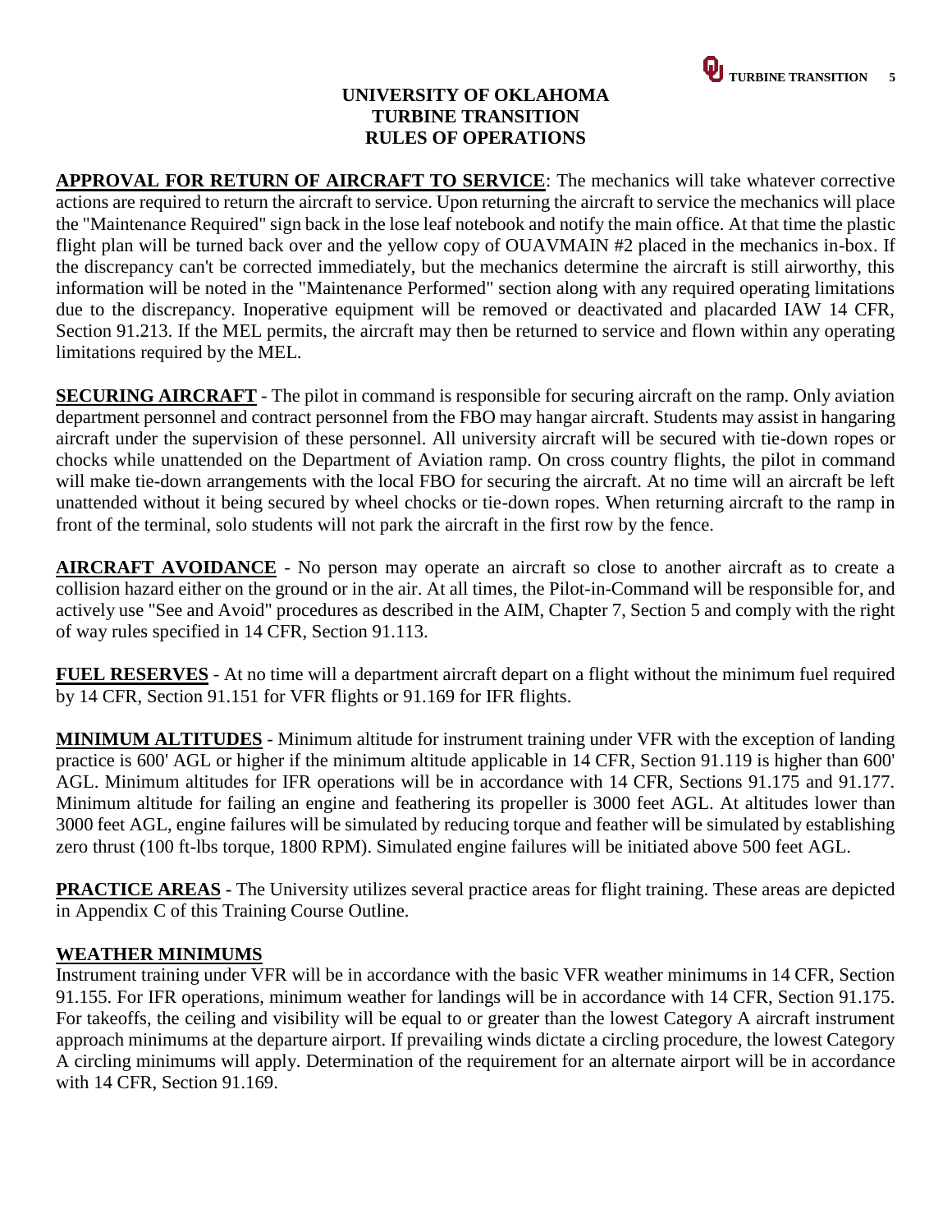# UNIVERSITY OF OKLAHOMA
# TURBINE TRANSITION
# RULES OF OPERATIONS

**APPROVAL FOR RETURN OF AIRCRAFT TO SERVICE**: The mechanics will take whatever corrective actions are required to return the aircraft to service. Upon returning the aircraft to service the mechanics will place the "Maintenance Required" sign back in the lose leaf notebook and notify the main office. At that time the plastic flight plan will be turned back over and the yellow copy of OUAVMAIN #2 placed in the mechanics in-box. If the discrepancy can't be corrected immediately, but the mechanics determine the aircraft is still airworthy, this information will be noted in the "Maintenance Performed" section along with any required operating limitations due to the discrepancy. Inoperative equipment will be removed or deactivated and placarded IAW 14 CFR, Section 91.213. If the MEL permits, the aircraft may then be returned to service and flown within any operating limitations required by the MEL.

**SECURING AIRCRAFT** - The pilot in command is responsible for securing aircraft on the ramp. Only aviation department personnel and contract personnel from the FBO may hangar aircraft. Students may assist in hangaring aircraft under the supervision of these personnel. All university aircraft will be secured with tie-down ropes or chocks while unattended on the Department of Aviation ramp. On cross country flights, the pilot in command will make tie-down arrangements with the local FBO for securing the aircraft. At no time will an aircraft be left unattended without it being secured by wheel chocks or tie-down ropes. When returning aircraft to the ramp in front of the terminal, solo students will not park the aircraft in the first row by the fence.

**AIRCRAFT AVOIDANCE** - No person may operate an aircraft so close to another aircraft as to create a collision hazard either on the ground or in the air. At all times, the Pilot-in-Command will be responsible for, and actively use "See and Avoid" procedures as described in the AIM, Chapter 7, Section 5 and comply with the right of way rules specified in 14 CFR, Section 91.113.

**FUEL RESERVES** - At no time will a department aircraft depart on a flight without the minimum fuel required by 14 CFR, Section 91.151 for VFR flights or 91.169 for IFR flights.

**MINIMUM ALTITUDES** - Minimum altitude for instrument training under VFR with the exception of landing practice is 600' AGL or higher if the minimum altitude applicable in 14 CFR, Section 91.119 is higher than 600' AGL. Minimum altitudes for IFR operations will be in accordance with 14 CFR, Sections 91.175 and 91.177. Minimum altitude for failing an engine and feathering its propeller is 3000 feet AGL. At altitudes lower than 3000 feet AGL, engine failures will be simulated by reducing torque and feather will be simulated by establishing zero thrust (100 ft-lbs torque, 1800 RPM). Simulated engine failures will be initiated above 500 feet AGL.

**PRACTICE AREAS** - The University utilizes several practice areas for flight training. These areas are depicted in Appendix C of this Training Course Outline.

**WEATHER MINIMUMS**

Instrument training under VFR will be in accordance with the basic VFR weather minimums in 14 CFR, Section 91.155. For IFR operations, minimum weather for landings will be in accordance with 14 CFR, Section 91.175. For takeoffs, the ceiling and visibility will be equal to or greater than the lowest Category A aircraft instrument approach minimums at the departure airport. If prevailing winds dictate a circling procedure, the lowest Category A circling minimums will apply. Determination of the requirement for an alternate airport will be in accordance with 14 CFR, Section 91.169.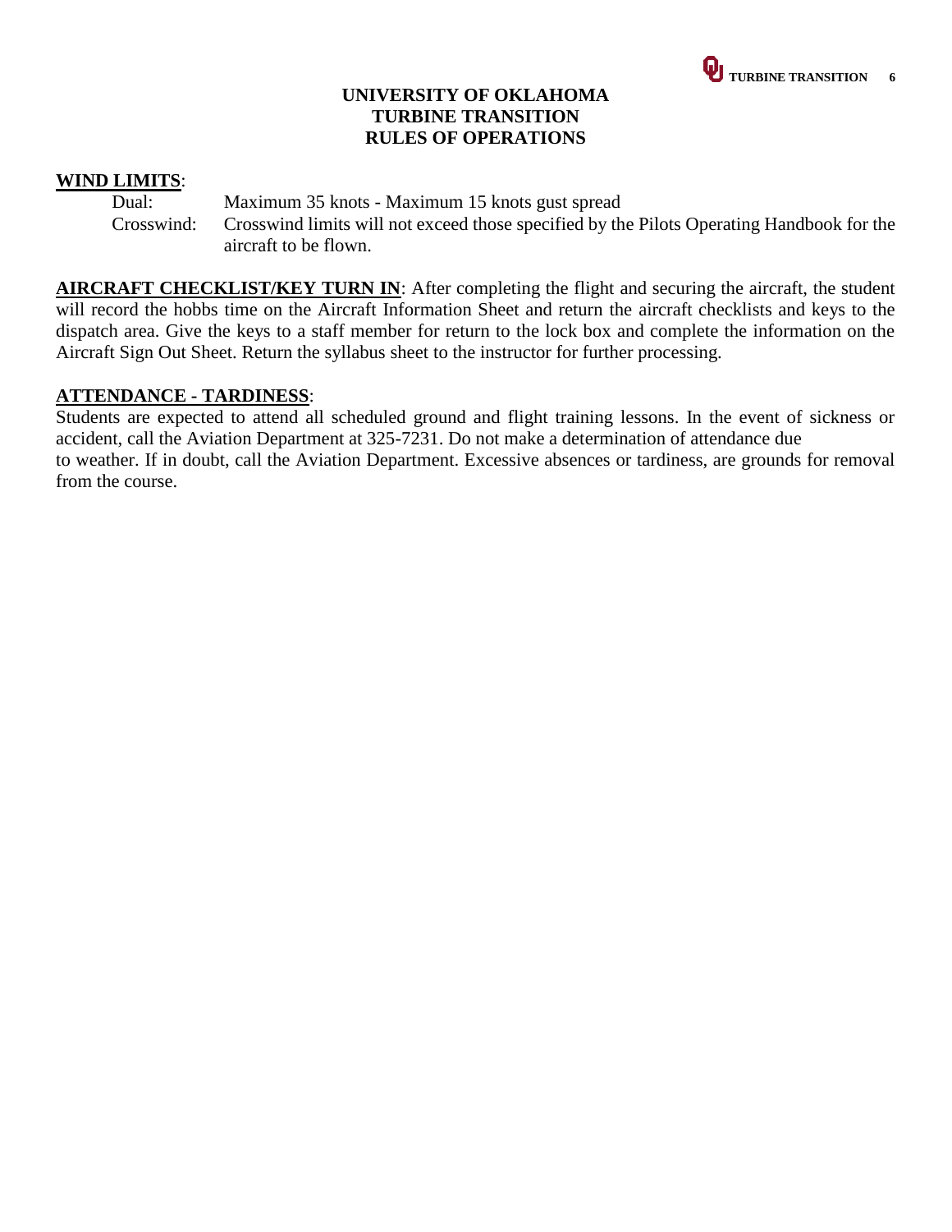# UNIVERSITY OF OKLAHOMA
# TURBINE TRANSITION
# RULES OF OPERATIONS

**WIND LIMITS**:

Dual: Maximum 35 knots - Maximum 15 knots gust spread

Crosswind: Crosswind limits will not exceed those specified by the Pilots Operating Handbook for the aircraft to be flown.

**AIRCRAFT CHECKLIST/KEY TURN IN**: After completing the flight and securing the aircraft, the student will record the hobbs time on the Aircraft Information Sheet and return the aircraft checklists and keys to the dispatch area. Give the keys to a staff member for return to the lock box and complete the information on the Aircraft Sign Out Sheet. Return the syllabus sheet to the instructor for further processing.

**ATTENDANCE - TARDINESS**:

Students are expected to attend all scheduled ground and flight training lessons. In the event of sickness or accident, call the Aviation Department at 325-7231. Do not make a determination of attendance due to weather. If in doubt, call the Aviation Department. Excessive absences or tardiness, are grounds for removal from the course.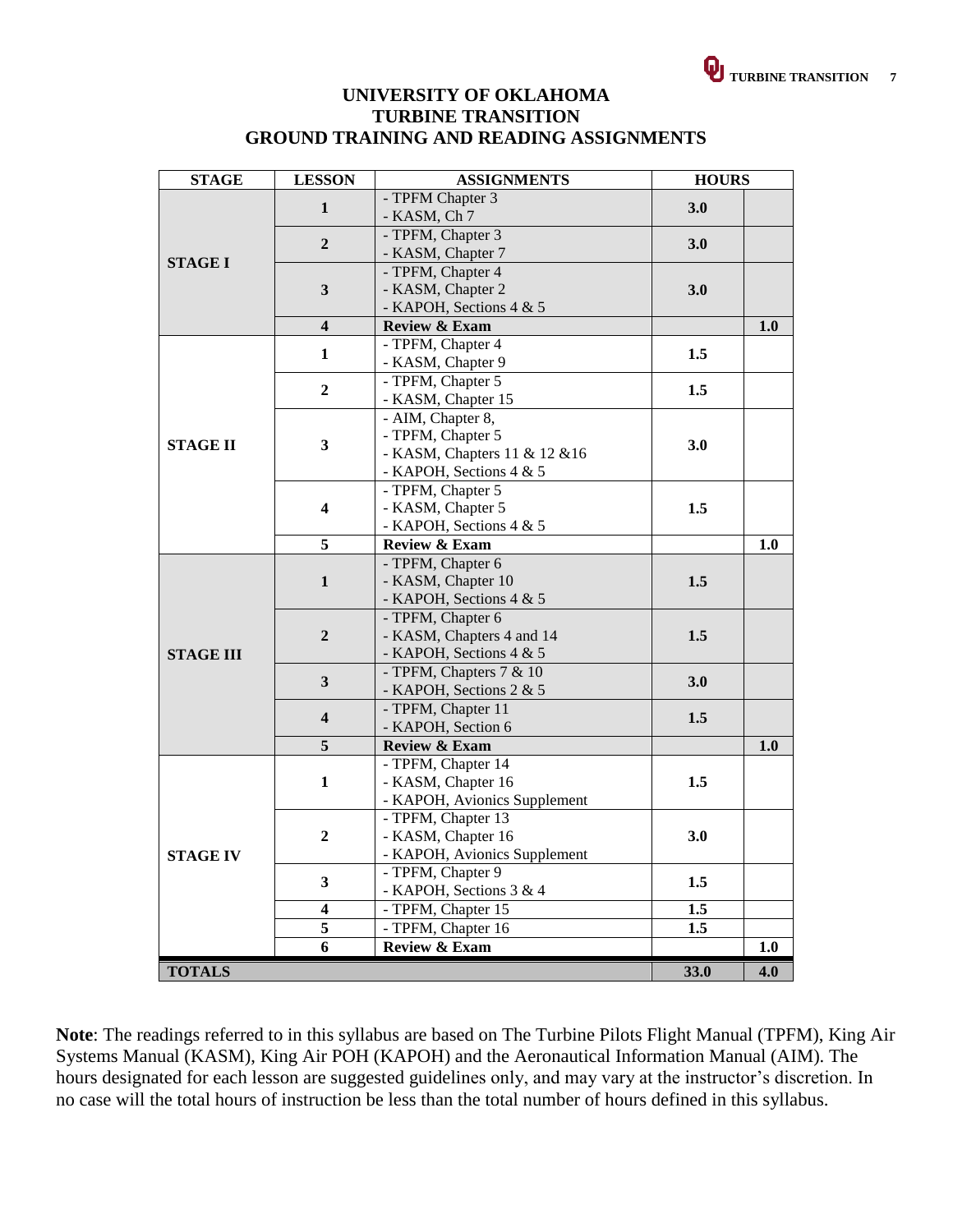# UNIVERSITY OF OKLAHOMA
# TURBINE TRANSITION
# GROUND TRAINING AND READING ASSIGNMENTS

| STAGE | LESSON | ASSIGNMENTS | HOURS | |
|---|---|---|---|---|
| STAGE I | 1 | - TPFM Chapter 3<br>- KASM, Ch 7 | 3.0 | |
| | 2 | - TPFM, Chapter 3<br>- KASM, Chapter 7 | 3.0 | |
| | 3 | - TPFM, Chapter 4<br>- KASM, Chapter 2<br>- KAPOH, Sections 4 & 5 | 3.0 | |
| | 4 | **Review & Exam** | | 1.0 |
| STAGE II | 1 | - TPFM, Chapter 4<br>- KASM, Chapter 9 | 1.5 | |
| | 2 | - TPFM, Chapter 5<br>- KASM, Chapter 15 | 1.5 | |
| | 3 | - AIM, Chapter 8,<br>- TPFM, Chapter 5<br>- KASM, Chapters 11 & 12 &16<br>- KAPOH, Sections 4 & 5 | 3.0 | |
| | 4 | - TPFM, Chapter 5<br>- KASM, Chapter 5<br>- KAPOH, Sections 4 & 5 | 1.5 | |
| | 5 | **Review & Exam** | | 1.0 |
| STAGE III | 1 | - TPFM, Chapter 6<br>- KASM, Chapter 10<br>- KAPOH, Sections 4 & 5 | 1.5 | |
| | 2 | - TPFM, Chapter 6<br>- KASM, Chapters 4 and 14<br>- KAPOH, Sections 4 & 5 | 1.5 | |
| | 3 | - TPFM, Chapters 7 & 10<br>- KAPOH, Sections 2 & 5 | 3.0 | |
| | 4 | - TPFM, Chapter 11<br>- KAPOH, Section 6 | 1.5 | |
| | 5 | **Review & Exam** | | 1.0 |
| STAGE IV | 1 | - TPFM, Chapter 14<br>- KASM, Chapter 16<br>- KAPOH, Avionics Supplement | 1.5 | |
| | 2 | - TPFM, Chapter 13<br>- KASM, Chapter 16<br>- KAPOH, Avionics Supplement | 3.0 | |
| | 3 | - TPFM, Chapter 9<br>- KAPOH, Sections 3 & 4 | 1.5 | |
| | 4 | - TPFM, Chapter 15 | 1.5 | |
| | 5 | - TPFM, Chapter 16 | 1.5 | |
| | 6 | **Review & Exam** | | 1.0 |
| **TOTALS** | | | **33.0** | **4.0** |

**Note**: The readings referred to in this syllabus are based on The Turbine Pilots Flight Manual (TPFM), King Air Systems Manual (KASM), King Air POH (KAPOH) and the Aeronautical Information Manual (AIM). The hours designated for each lesson are suggested guidelines only, and may vary at the instructor's discretion. In no case will the total hours of instruction be less than the total number of hours defined in this syllabus.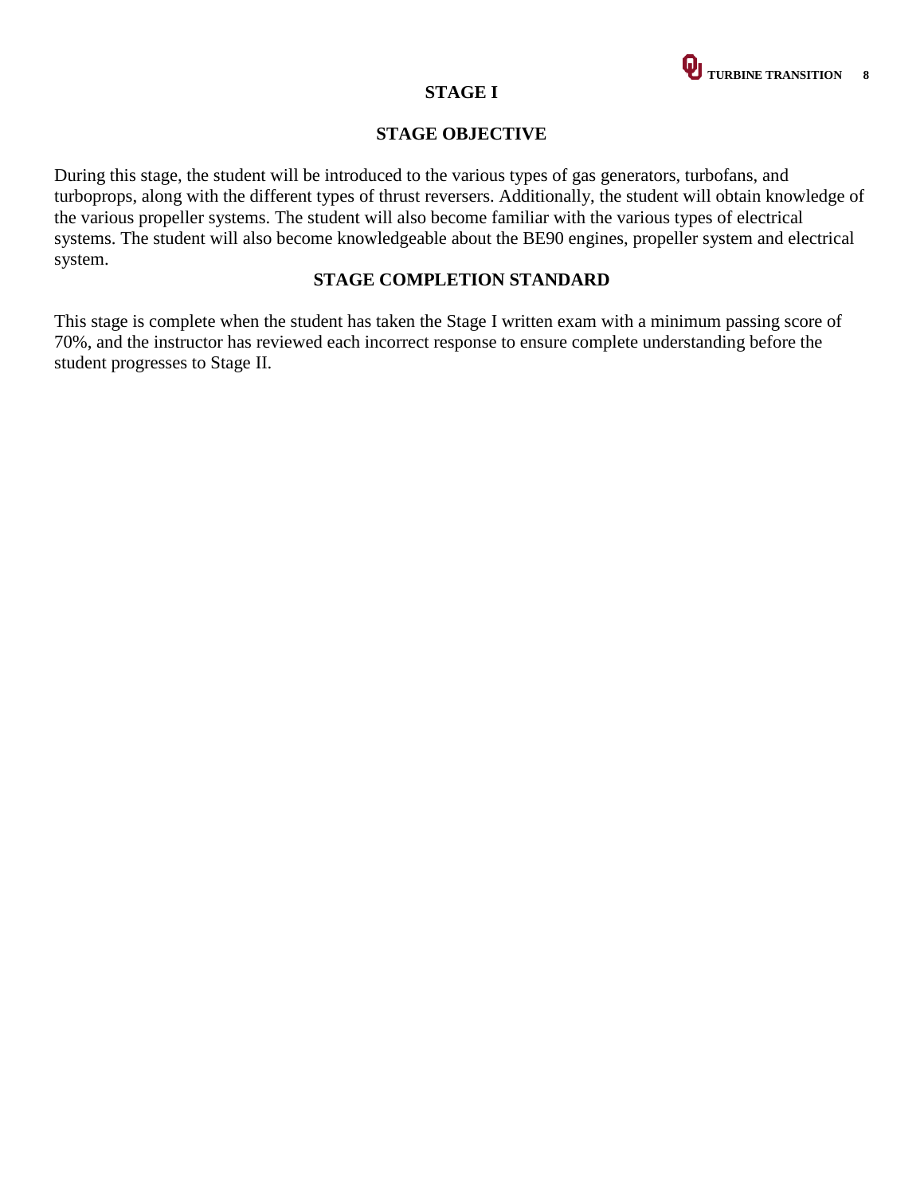# STAGE I

## STAGE OBJECTIVE

During this stage, the student will be introduced to the various types of gas generators, turbofans, and turboprops, along with the different types of thrust reversers. Additionally, the student will obtain knowledge of the various propeller systems. The student will also become familiar with the various types of electrical systems. The student will also become knowledgeable about the BE90 engines, propeller system and electrical system.

## STAGE COMPLETION STANDARD

This stage is complete when the student has taken the Stage I written exam with a minimum passing score of 70%, and the instructor has reviewed each incorrect response to ensure complete understanding before the student progresses to Stage II.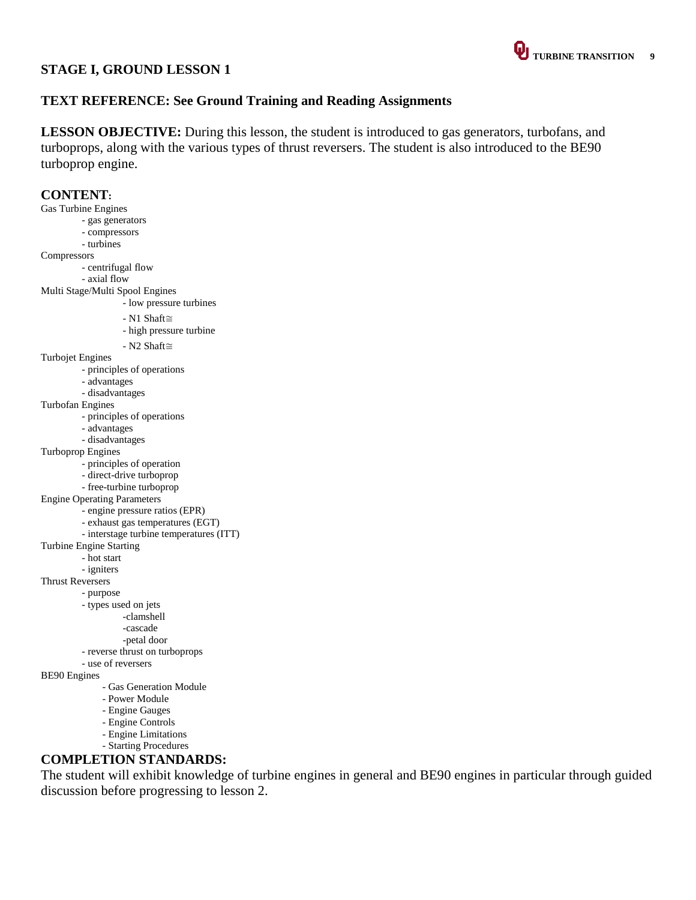## STAGE I, GROUND LESSON 1

## TEXT REFERENCE: See Ground Training and Reading Assignments

**LESSON OBJECTIVE:** During this lesson, the student is introduced to gas generators, turbofans, and turboprops, along with the various types of thrust reversers. The student is also introduced to the BE90 turboprop engine.

**CONTENT:**

Gas Turbine Engines
- gas generators
- compressors
- turbines

Compressors
- centrifugal flow
- axial flow

Multi Stage/Multi Spool Engines
- low pressure turbines
- N1 Shaft≅
- high pressure turbine
- N2 Shaft≅

Turbojet Engines
- principles of operations
- advantages
- disadvantages

Turbofan Engines
- principles of operations
- advantages
- disadvantages

Turboprop Engines
- principles of operation
- direct-drive turboprop
- free-turbine turboprop

Engine Operating Parameters
- engine pressure ratios (EPR)
- exhaust gas temperatures (EGT)
- interstage turbine temperatures (ITT)

Turbine Engine Starting
- hot start
- igniters

Thrust Reversers
- purpose
- types used on jets
  - clamshell
  - cascade
  - petal door
- reverse thrust on turboprops
- use of reversers

BE90 Engines
- Gas Generation Module
- Power Module
- Engine Gauges
- Engine Controls
- Engine Limitations
- Starting Procedures

**COMPLETION STANDARDS:**

The student will exhibit knowledge of turbine engines in general and BE90 engines in particular through guided discussion before progressing to lesson 2.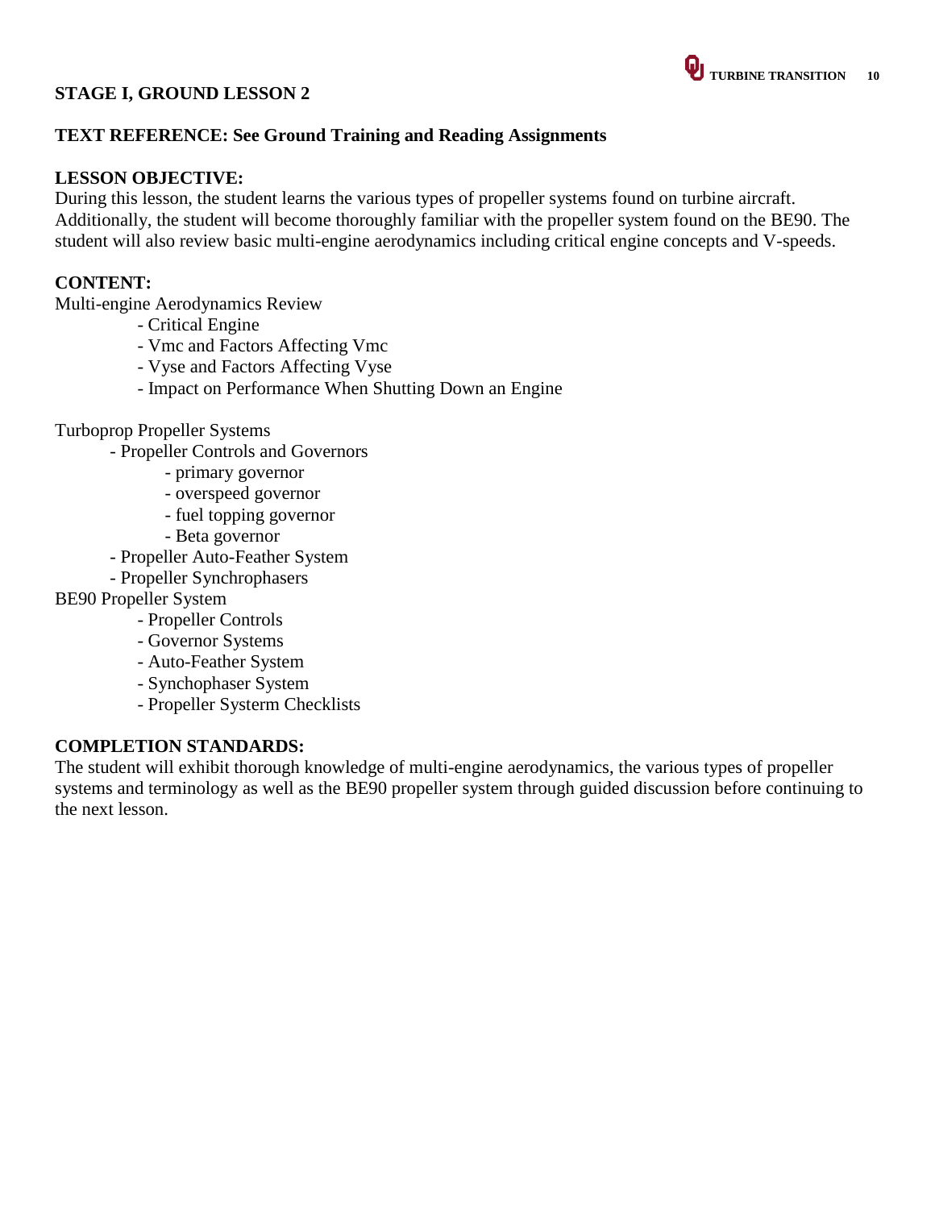## STAGE I, GROUND LESSON 2

**TEXT REFERENCE: See Ground Training and Reading Assignments**

**LESSON OBJECTIVE:**

During this lesson, the student learns the various types of propeller systems found on turbine aircraft. Additionally, the student will become thoroughly familiar with the propeller system found on the BE90. The student will also review basic multi-engine aerodynamics including critical engine concepts and V-speeds.

**CONTENT:**

Multi-engine Aerodynamics Review

- Critical Engine
- Vmc and Factors Affecting Vmc
- Vyse and Factors Affecting Vyse
- Impact on Performance When Shutting Down an Engine

Turboprop Propeller Systems

- Propeller Controls and Governors
  - primary governor
  - overspeed governor
  - fuel topping governor
  - Beta governor
- Propeller Auto-Feather System
- Propeller Synchrophasers

BE90 Propeller System

- Propeller Controls
- Governor Systems
- Auto-Feather System
- Synchophaser System
- Propeller Systerm Checklists

**COMPLETION STANDARDS:**

The student will exhibit thorough knowledge of multi-engine aerodynamics, the various types of propeller systems and terminology as well as the BE90 propeller system through guided discussion before continuing to the next lesson.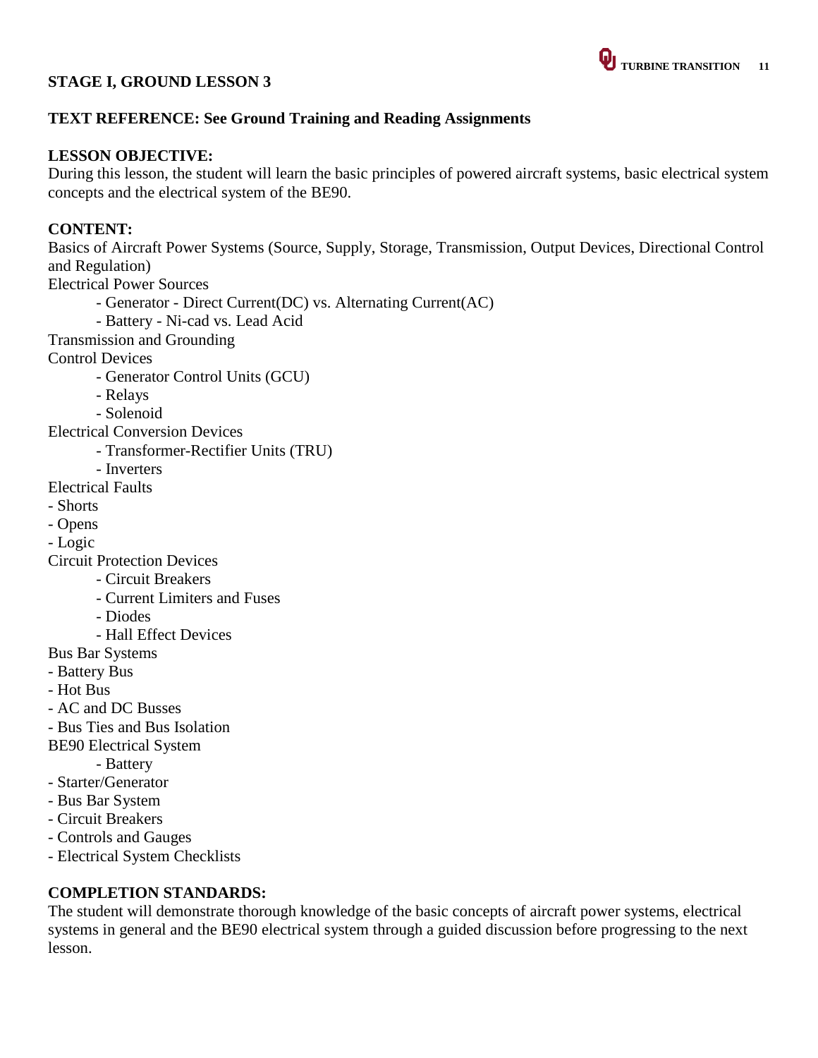## STAGE I, GROUND LESSON 3

**TEXT REFERENCE: See Ground Training and Reading Assignments**

**LESSON OBJECTIVE:**
During this lesson, the student will learn the basic principles of powered aircraft systems, basic electrical system concepts and the electrical system of the BE90.

**CONTENT:**
Basics of Aircraft Power Systems (Source, Supply, Storage, Transmission, Output Devices, Directional Control and Regulation)
Electrical Power Sources
- Generator - Direct Current(DC) vs. Alternating Current(AC)
- Battery - Ni-cad vs. Lead Acid

Transmission and Grounding
Control Devices
- Generator Control Units (GCU)
- Relays
- Solenoid

Electrical Conversion Devices
- Transformer-Rectifier Units (TRU)
- Inverters

Electrical Faults
- Shorts
- Opens
- Logic

Circuit Protection Devices
- Circuit Breakers
- Current Limiters and Fuses
- Diodes
- Hall Effect Devices

Bus Bar Systems
- Battery Bus
- Hot Bus
- AC and DC Busses
- Bus Ties and Bus Isolation

BE90 Electrical System
- Battery
- Starter/Generator
- Bus Bar System
- Circuit Breakers
- Controls and Gauges
- Electrical System Checklists

**COMPLETION STANDARDS:**
The student will demonstrate thorough knowledge of the basic concepts of aircraft power systems, electrical systems in general and the BE90 electrical system through a guided discussion before progressing to the next lesson.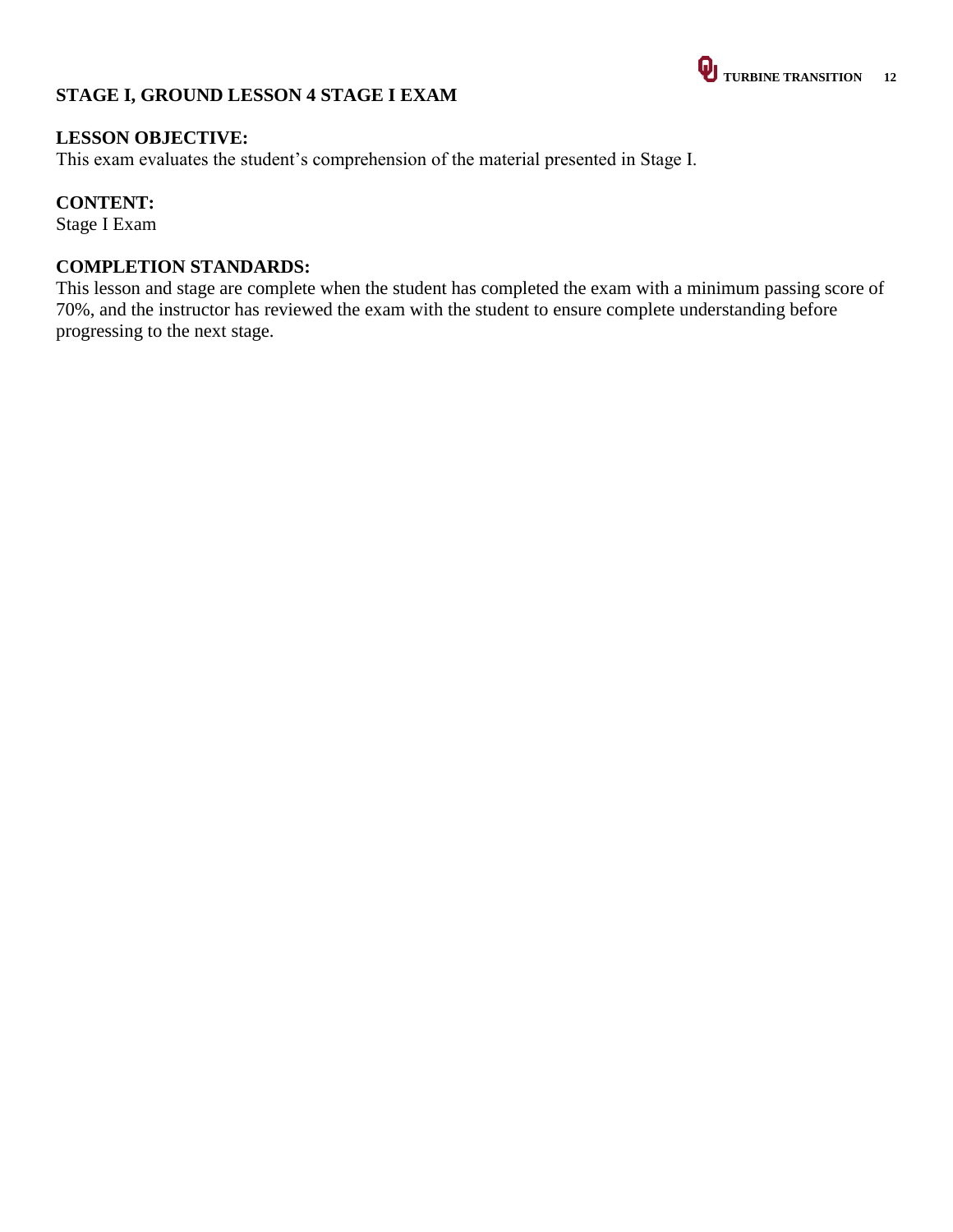## STAGE I, GROUND LESSON 4 STAGE I EXAM

### LESSON OBJECTIVE:

This exam evaluates the student's comprehension of the material presented in Stage I.

### CONTENT:

Stage I Exam

### COMPLETION STANDARDS:

This lesson and stage are complete when the student has completed the exam with a minimum passing score of 70%, and the instructor has reviewed the exam with the student to ensure complete understanding before progressing to the next stage.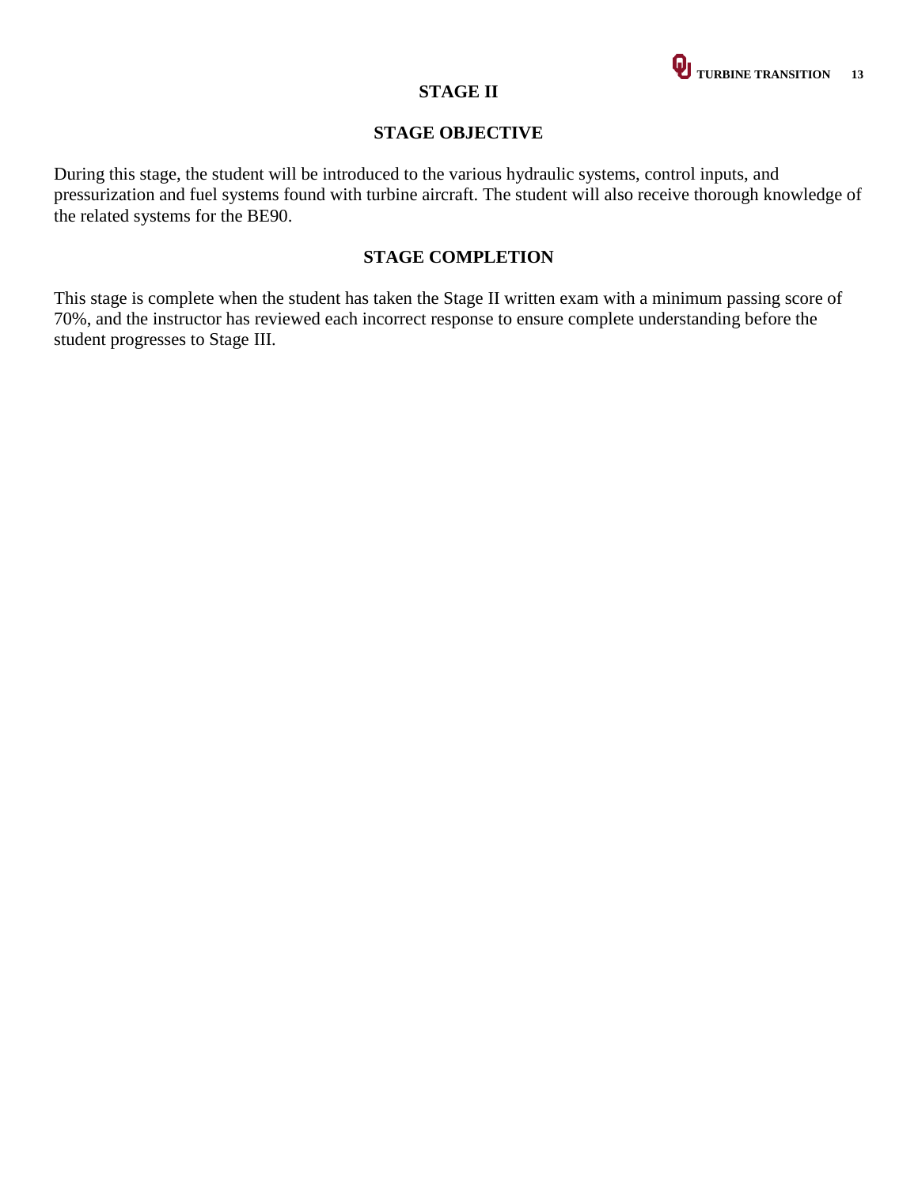# STAGE II

## STAGE OBJECTIVE

During this stage, the student will be introduced to the various hydraulic systems, control inputs, and pressurization and fuel systems found with turbine aircraft. The student will also receive thorough knowledge of the related systems for the BE90.

## STAGE COMPLETION

This stage is complete when the student has taken the Stage II written exam with a minimum passing score of 70%, and the instructor has reviewed each incorrect response to ensure complete understanding before the student progresses to Stage III.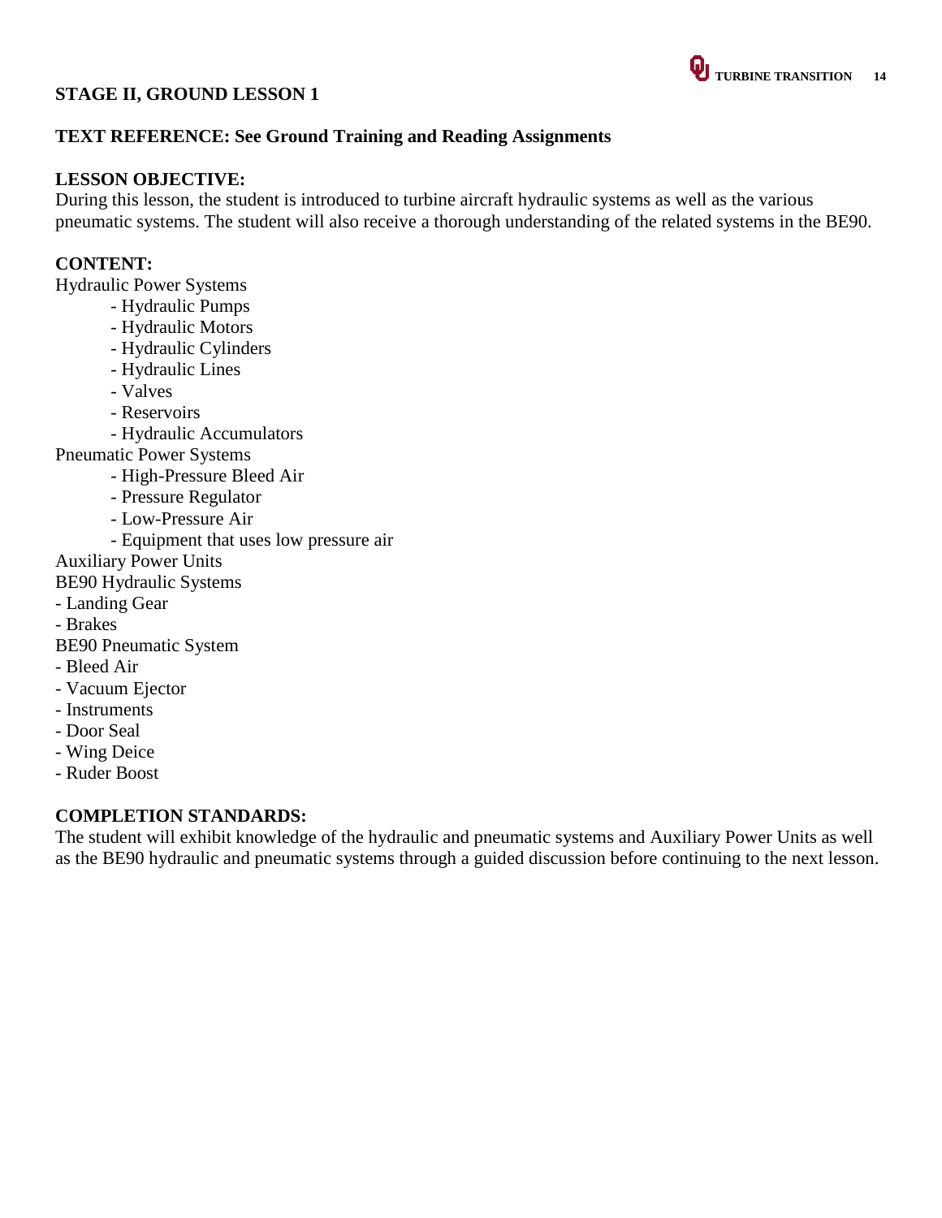## STAGE II, GROUND LESSON 1

**TEXT REFERENCE: See Ground Training and Reading Assignments**

**LESSON OBJECTIVE:**
During this lesson, the student is introduced to turbine aircraft hydraulic systems as well as the various pneumatic systems. The student will also receive a thorough understanding of the related systems in the BE90.

**CONTENT:**

Hydraulic Power Systems
- Hydraulic Pumps
- Hydraulic Motors
- Hydraulic Cylinders
- Hydraulic Lines
- Valves
- Reservoirs
- Hydraulic Accumulators

Pneumatic Power Systems
- High-Pressure Bleed Air
- Pressure Regulator
- Low-Pressure Air
- Equipment that uses low pressure air

Auxiliary Power Units

BE90 Hydraulic Systems
- Landing Gear
- Brakes

BE90 Pneumatic System
- Bleed Air
- Vacuum Ejector
- Instruments
- Door Seal
- Wing Deice
- Ruder Boost

**COMPLETION STANDARDS:**
The student will exhibit knowledge of the hydraulic and pneumatic systems and Auxiliary Power Units as well as the BE90 hydraulic and pneumatic systems through a guided discussion before continuing to the next lesson.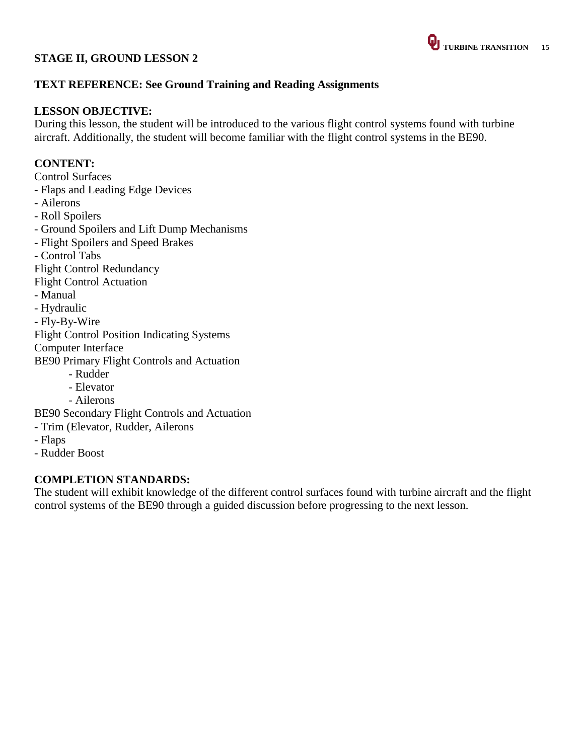## STAGE II, GROUND LESSON 2

**TEXT REFERENCE: See Ground Training and Reading Assignments**

**LESSON OBJECTIVE:**

During this lesson, the student will be introduced to the various flight control systems found with turbine aircraft. Additionally, the student will become familiar with the flight control systems in the BE90.

**CONTENT:**

Control Surfaces
- Flaps and Leading Edge Devices
- Ailerons
- Roll Spoilers
- Ground Spoilers and Lift Dump Mechanisms
- Flight Spoilers and Speed Brakes
- Control Tabs

Flight Control Redundancy

Flight Control Actuation
- Manual
- Hydraulic
- Fly-By-Wire

Flight Control Position Indicating Systems

Computer Interface

BE90 Primary Flight Controls and Actuation
  - Rudder
  - Elevator
  - Ailerons

BE90 Secondary Flight Controls and Actuation
- Trim (Elevator, Rudder, Ailerons
- Flaps
- Rudder Boost

**COMPLETION STANDARDS:**

The student will exhibit knowledge of the different control surfaces found with turbine aircraft and the flight control systems of the BE90 through a guided discussion before progressing to the next lesson.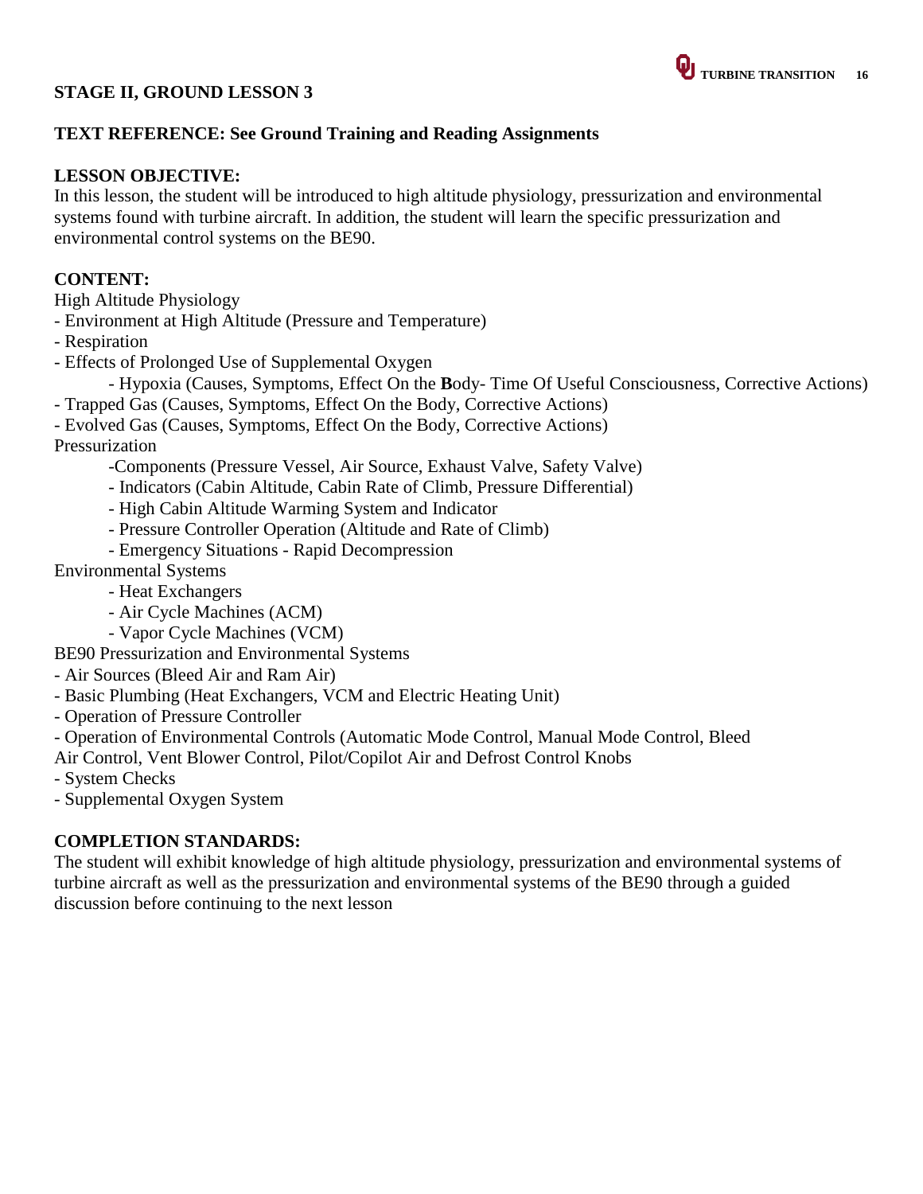## STAGE II, GROUND LESSON 3

**TEXT REFERENCE: See Ground Training and Reading Assignments**

**LESSON OBJECTIVE:**

In this lesson, the student will be introduced to high altitude physiology, pressurization and environmental systems found with turbine aircraft. In addition, the student will learn the specific pressurization and environmental control systems on the BE90.

**CONTENT:**

High Altitude Physiology
- Environment at High Altitude (Pressure and Temperature)
- Respiration
- Effects of Prolonged Use of Supplemental Oxygen
    - Hypoxia (Causes, Symptoms, Effect On the **B**ody- Time Of Useful Consciousness, Corrective Actions)
- Trapped Gas (Causes, Symptoms, Effect On the Body, Corrective Actions)
- Evolved Gas (Causes, Symptoms, Effect On the Body, Corrective Actions)

Pressurization
- Components (Pressure Vessel, Air Source, Exhaust Valve, Safety Valve)
- Indicators (Cabin Altitude, Cabin Rate of Climb, Pressure Differential)
- High Cabin Altitude Warming System and Indicator
- Pressure Controller Operation (Altitude and Rate of Climb)
- Emergency Situations - Rapid Decompression

Environmental Systems
- Heat Exchangers
- Air Cycle Machines (ACM)
- Vapor Cycle Machines (VCM)

BE90 Pressurization and Environmental Systems
- Air Sources (Bleed Air and Ram Air)
- Basic Plumbing (Heat Exchangers, VCM and Electric Heating Unit)
- Operation of Pressure Controller
- Operation of Environmental Controls (Automatic Mode Control, Manual Mode Control, Bleed Air Control, Vent Blower Control, Pilot/Copilot Air and Defrost Control Knobs
- System Checks
- Supplemental Oxygen System

**COMPLETION STANDARDS:**

The student will exhibit knowledge of high altitude physiology, pressurization and environmental systems of turbine aircraft as well as the pressurization and environmental systems of the BE90 through a guided discussion before continuing to the next lesson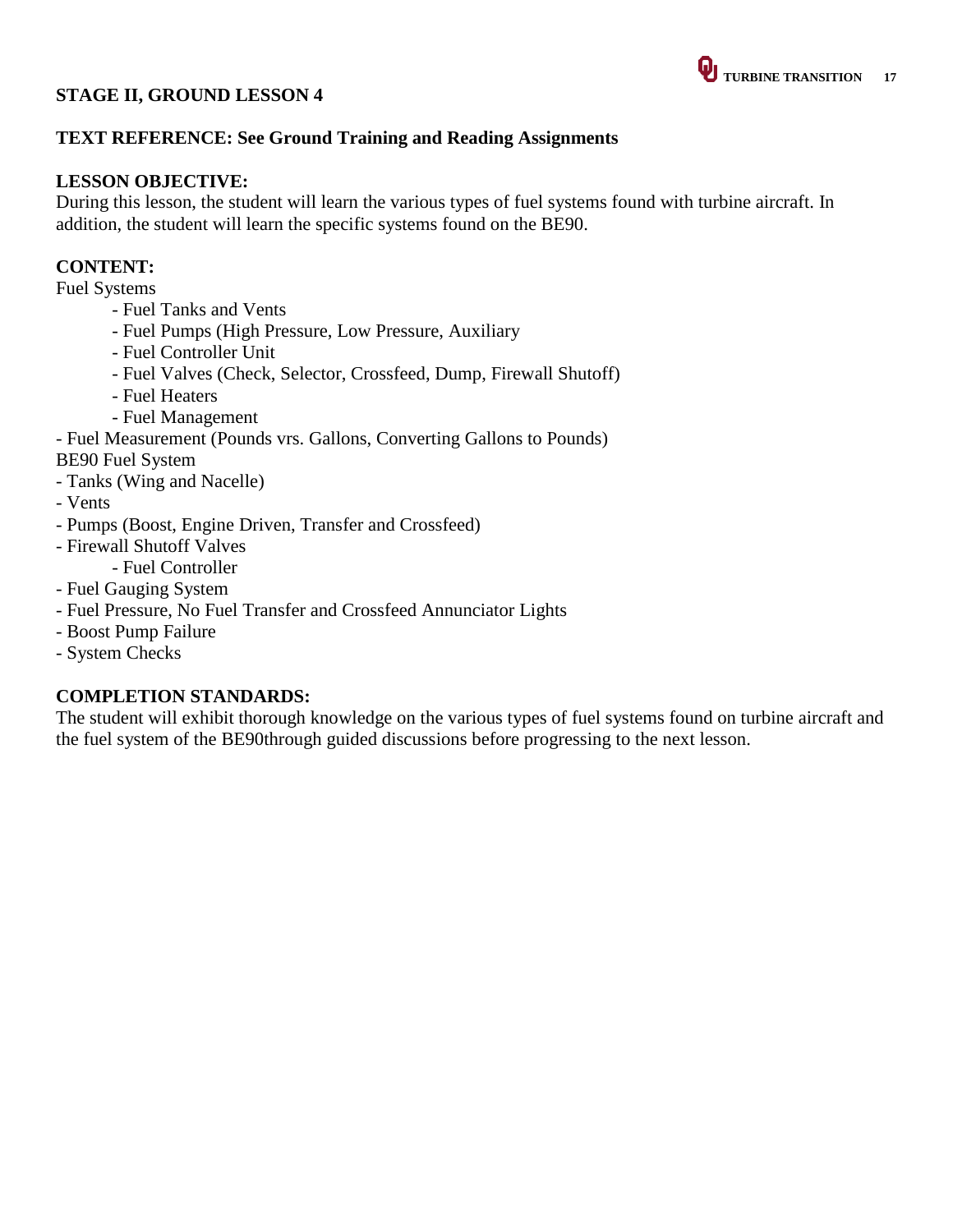**STAGE II, GROUND LESSON 4**

**TEXT REFERENCE: See Ground Training and Reading Assignments**

**LESSON OBJECTIVE:**
During this lesson, the student will learn the various types of fuel systems found with turbine aircraft. In addition, the student will learn the specific systems found on the BE90.

**CONTENT:**
Fuel Systems

- Fuel Tanks and Vents
- Fuel Pumps (High Pressure, Low Pressure, Auxiliary
- Fuel Controller Unit
- Fuel Valves (Check, Selector, Crossfeed, Dump, Firewall Shutoff)
- Fuel Heaters
- Fuel Management

- Fuel Measurement (Pounds vrs. Gallons, Converting Gallons to Pounds)

BE90 Fuel System

- Tanks (Wing and Nacelle)
- Vents
- Pumps (Boost, Engine Driven, Transfer and Crossfeed)
- Firewall Shutoff Valves
    - Fuel Controller
- Fuel Gauging System
- Fuel Pressure, No Fuel Transfer and Crossfeed Annunciator Lights
- Boost Pump Failure
- System Checks

**COMPLETION STANDARDS:**
The student will exhibit thorough knowledge on the various types of fuel systems found on turbine aircraft and the fuel system of the BE90through guided discussions before progressing to the next lesson.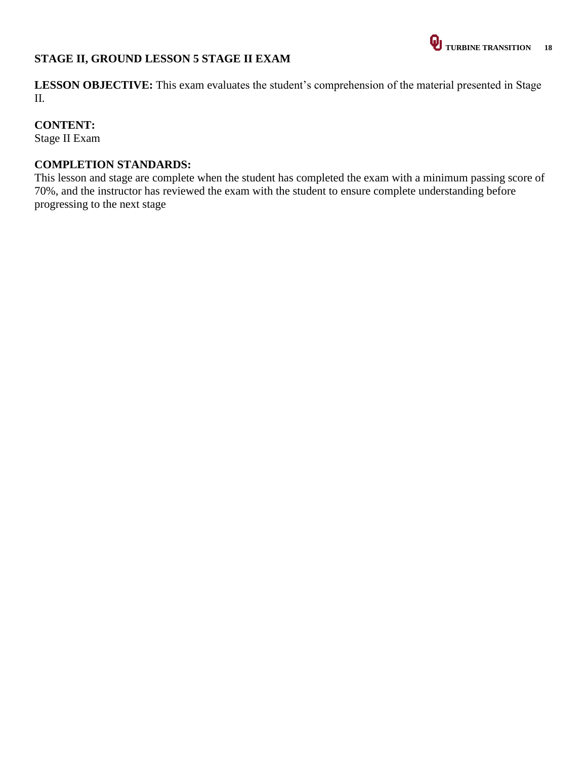## STAGE II, GROUND LESSON 5 STAGE II EXAM

**LESSON OBJECTIVE:** This exam evaluates the student's comprehension of the material presented in Stage II.

**CONTENT:**
Stage II Exam

**COMPLETION STANDARDS:**
This lesson and stage are complete when the student has completed the exam with a minimum passing score of 70%, and the instructor has reviewed the exam with the student to ensure complete understanding before progressing to the next stage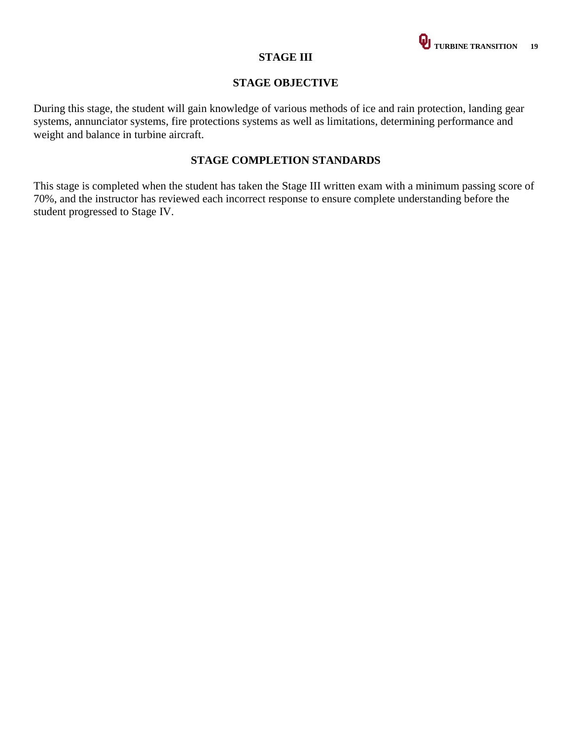# STAGE III

## STAGE OBJECTIVE

During this stage, the student will gain knowledge of various methods of ice and rain protection, landing gear systems, annunciator systems, fire protections systems as well as limitations, determining performance and weight and balance in turbine aircraft.

## STAGE COMPLETION STANDARDS

This stage is completed when the student has taken the Stage III written exam with a minimum passing score of 70%, and the instructor has reviewed each incorrect response to ensure complete understanding before the student progressed to Stage IV.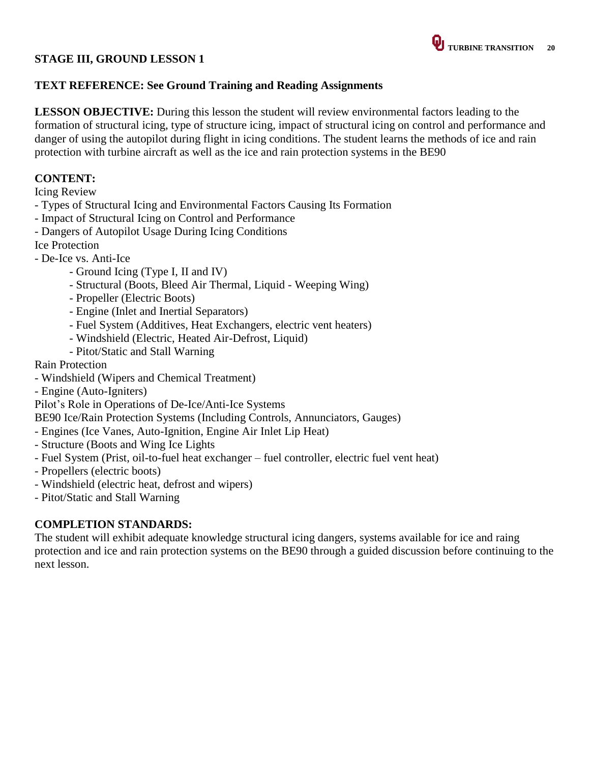## STAGE III, GROUND LESSON 1

**TEXT REFERENCE: See Ground Training and Reading Assignments**

**LESSON OBJECTIVE:** During this lesson the student will review environmental factors leading to the formation of structural icing, type of structure icing, impact of structural icing on control and performance and danger of using the autopilot during flight in icing conditions. The student learns the methods of ice and rain protection with turbine aircraft as well as the ice and rain protection systems in the BE90

**CONTENT:**

Icing Review

- Types of Structural Icing and Environmental Factors Causing Its Formation
- Impact of Structural Icing on Control and Performance
- Dangers of Autopilot Usage During Icing Conditions

Ice Protection

- De-Ice vs. Anti-Ice
    - Ground Icing (Type I, II and IV)
    - Structural (Boots, Bleed Air Thermal, Liquid - Weeping Wing)
    - Propeller (Electric Boots)
    - Engine (Inlet and Inertial Separators)
    - Fuel System (Additives, Heat Exchangers, electric vent heaters)
    - Windshield (Electric, Heated Air-Defrost, Liquid)
    - Pitot/Static and Stall Warning

Rain Protection

- Windshield (Wipers and Chemical Treatment)
- Engine (Auto-Igniters)

Pilot's Role in Operations of De-Ice/Anti-Ice Systems

BE90 Ice/Rain Protection Systems (Including Controls, Annunciators, Gauges)

- Engines (Ice Vanes, Auto-Ignition, Engine Air Inlet Lip Heat)
- Structure (Boots and Wing Ice Lights
- Fuel System (Prist, oil-to-fuel heat exchanger – fuel controller, electric fuel vent heat)
- Propellers (electric boots)
- Windshield (electric heat, defrost and wipers)
- Pitot/Static and Stall Warning

**COMPLETION STANDARDS:**

The student will exhibit adequate knowledge structural icing dangers, systems available for ice and raing protection and ice and rain protection systems on the BE90 through a guided discussion before continuing to the next lesson.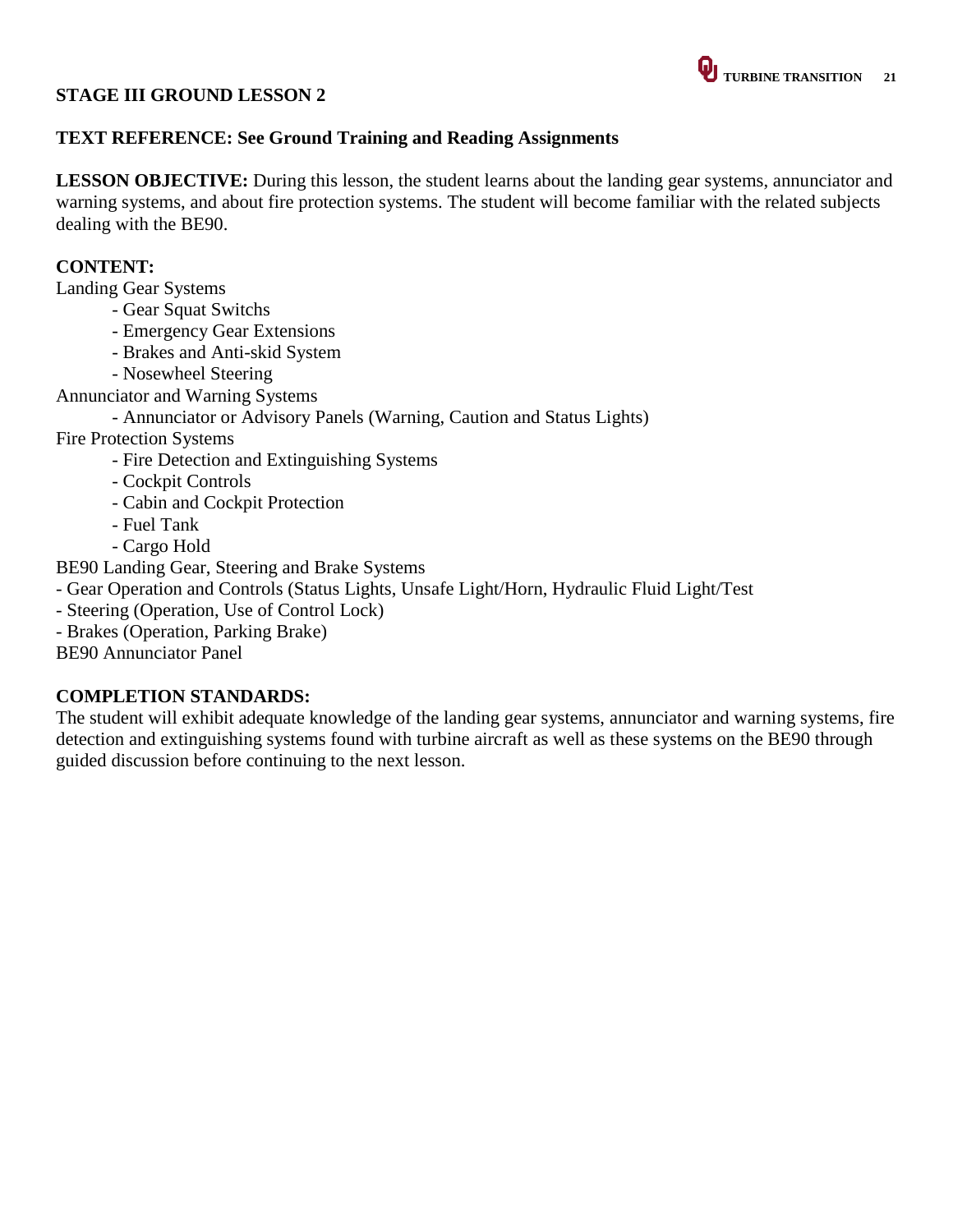**STAGE III GROUND LESSON 2**

**TEXT REFERENCE: See Ground Training and Reading Assignments**

**LESSON OBJECTIVE:** During this lesson, the student learns about the landing gear systems, annunciator and warning systems, and about fire protection systems. The student will become familiar with the related subjects dealing with the BE90.

**CONTENT:**

Landing Gear Systems

- Gear Squat Switchs
- Emergency Gear Extensions
- Brakes and Anti-skid System
- Nosewheel Steering

Annunciator and Warning Systems

- Annunciator or Advisory Panels (Warning, Caution and Status Lights)

Fire Protection Systems

- Fire Detection and Extinguishing Systems
- Cockpit Controls
- Cabin and Cockpit Protection
- Fuel Tank
- Cargo Hold

BE90 Landing Gear, Steering and Brake Systems

- Gear Operation and Controls (Status Lights, Unsafe Light/Horn, Hydraulic Fluid Light/Test
- Steering (Operation, Use of Control Lock)
- Brakes (Operation, Parking Brake)

BE90 Annunciator Panel

**COMPLETION STANDARDS:**

The student will exhibit adequate knowledge of the landing gear systems, annunciator and warning systems, fire detection and extinguishing systems found with turbine aircraft as well as these systems on the BE90 through guided discussion before continuing to the next lesson.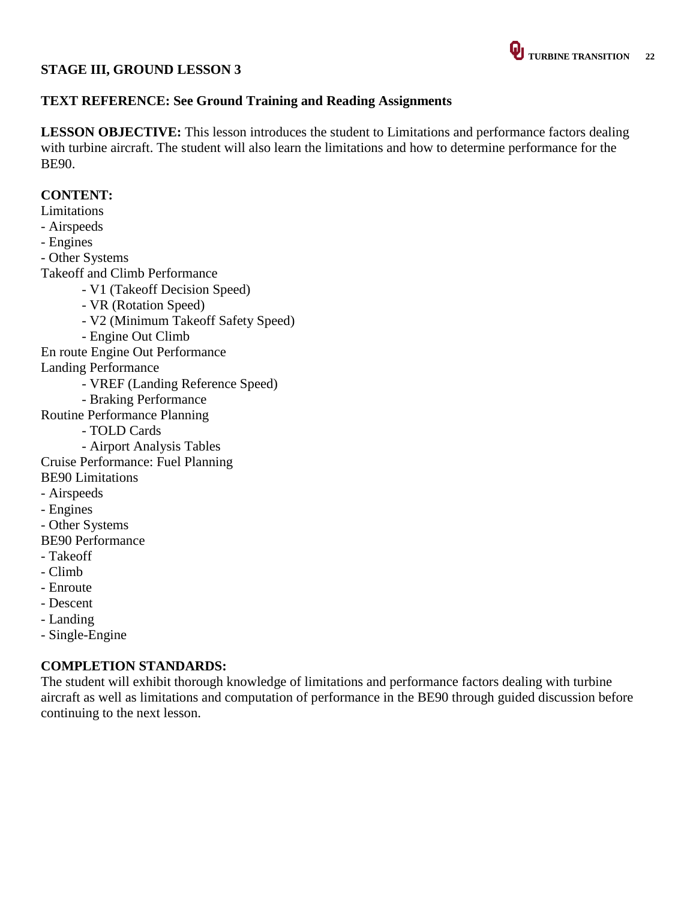## STAGE III, GROUND LESSON 3

**TEXT REFERENCE: See Ground Training and Reading Assignments**

**LESSON OBJECTIVE:** This lesson introduces the student to Limitations and performance factors dealing with turbine aircraft. The student will also learn the limitations and how to determine performance for the BE90.

**CONTENT:**

Limitations
- Airspeeds
- Engines
- Other Systems

Takeoff and Climb Performance
- V1 (Takeoff Decision Speed)
- VR (Rotation Speed)
- V2 (Minimum Takeoff Safety Speed)
- Engine Out Climb

En route Engine Out Performance

Landing Performance
- VREF (Landing Reference Speed)
- Braking Performance

Routine Performance Planning
- TOLD Cards
- Airport Analysis Tables

Cruise Performance: Fuel Planning

BE90 Limitations
- Airspeeds
- Engines
- Other Systems

BE90 Performance
- Takeoff
- Climb
- Enroute
- Descent
- Landing
- Single-Engine

**COMPLETION STANDARDS:**
The student will exhibit thorough knowledge of limitations and performance factors dealing with turbine aircraft as well as limitations and computation of performance in the BE90 through guided discussion before continuing to the next lesson.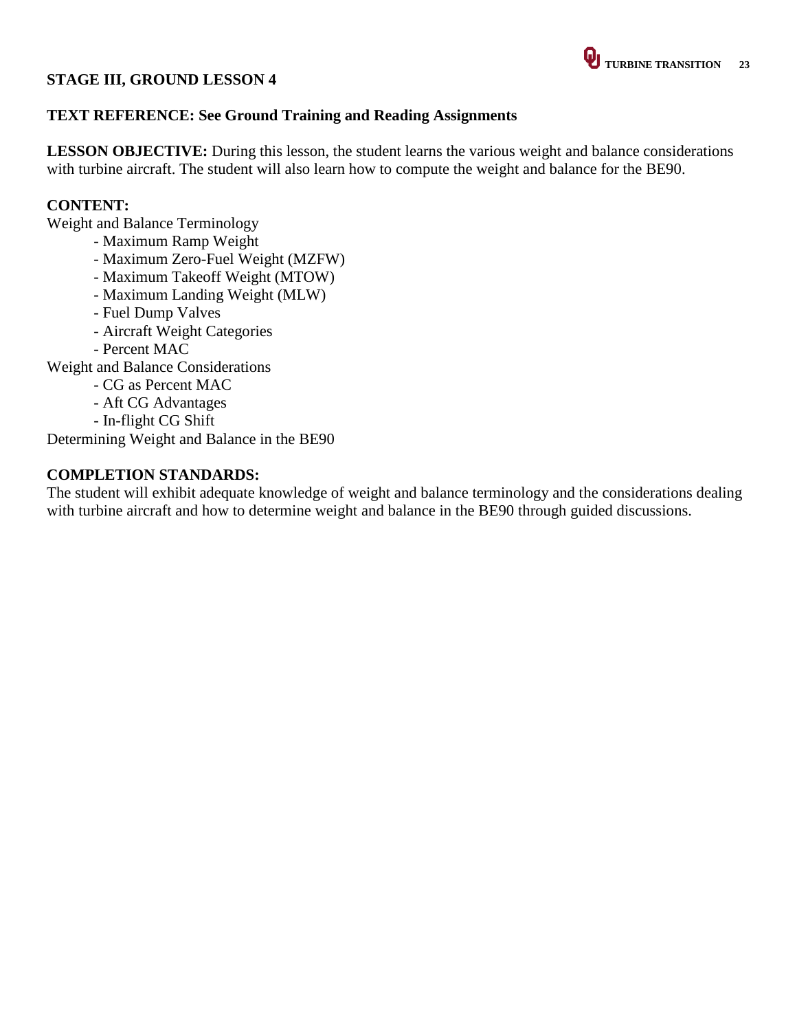## STAGE III, GROUND LESSON 4

**TEXT REFERENCE: See Ground Training and Reading Assignments**

**LESSON OBJECTIVE:** During this lesson, the student learns the various weight and balance considerations with turbine aircraft. The student will also learn how to compute the weight and balance for the BE90.

**CONTENT:**

Weight and Balance Terminology

- Maximum Ramp Weight
- Maximum Zero-Fuel Weight (MZFW)
- Maximum Takeoff Weight (MTOW)
- Maximum Landing Weight (MLW)
- Fuel Dump Valves
- Aircraft Weight Categories
- Percent MAC

Weight and Balance Considerations

- CG as Percent MAC
- Aft CG Advantages
- In-flight CG Shift

Determining Weight and Balance in the BE90

**COMPLETION STANDARDS:**

The student will exhibit adequate knowledge of weight and balance terminology and the considerations dealing with turbine aircraft and how to determine weight and balance in the BE90 through guided discussions.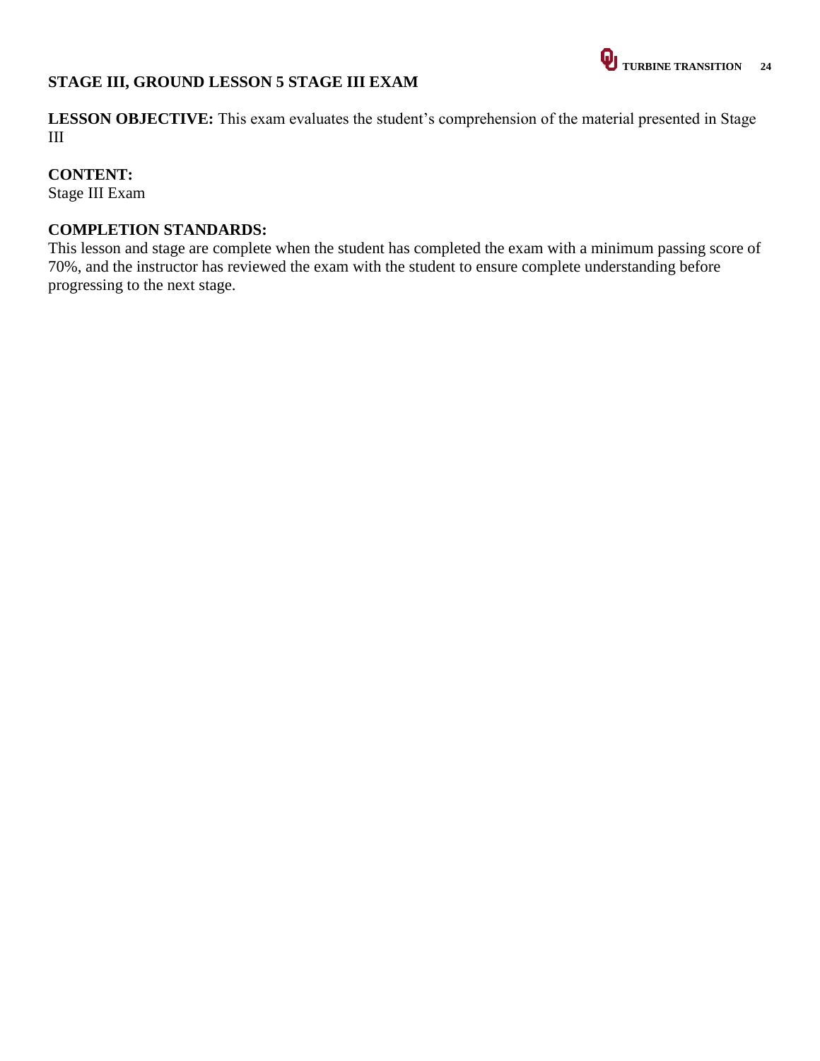## STAGE III, GROUND LESSON 5 STAGE III EXAM

**LESSON OBJECTIVE:** This exam evaluates the student's comprehension of the material presented in Stage III

**CONTENT:**
Stage III Exam

**COMPLETION STANDARDS:**
This lesson and stage are complete when the student has completed the exam with a minimum passing score of 70%, and the instructor has reviewed the exam with the student to ensure complete understanding before progressing to the next stage.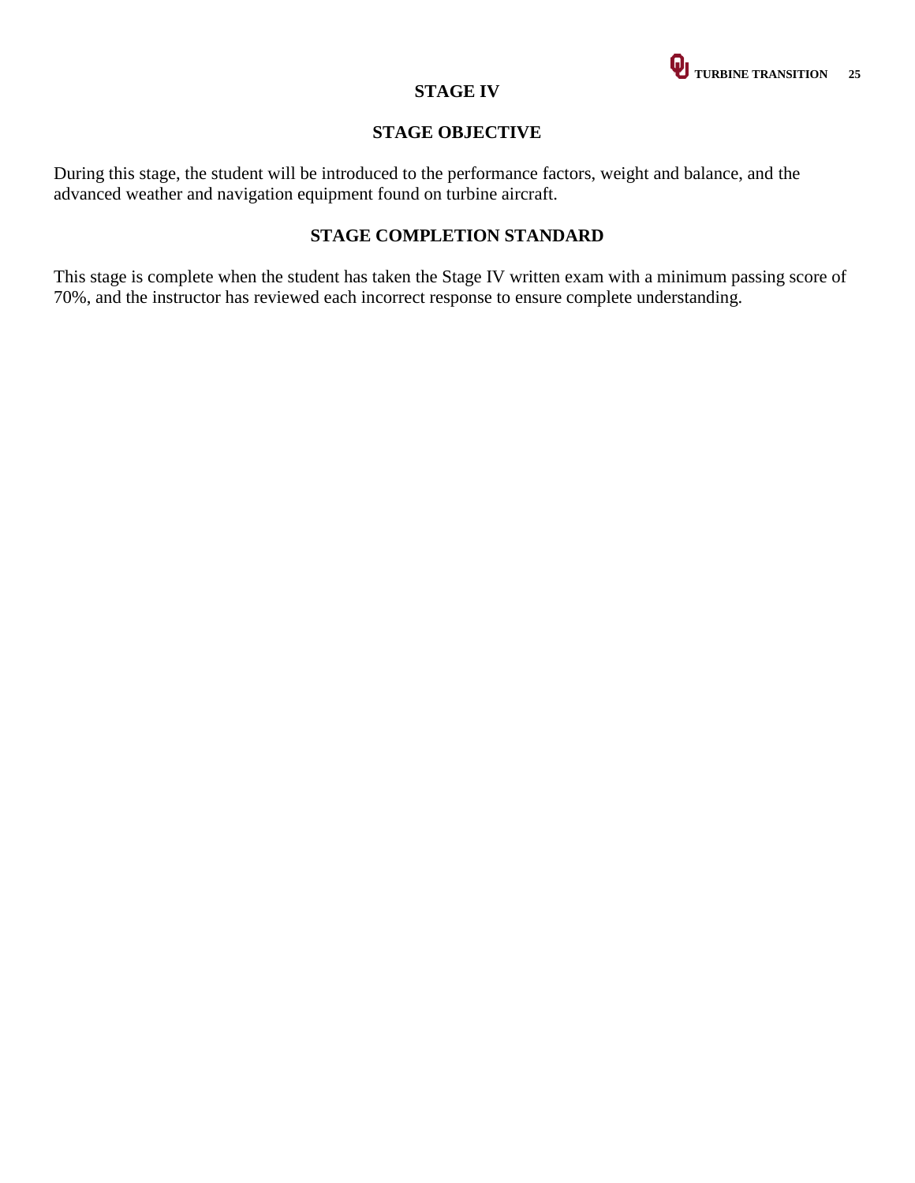# STAGE IV

## STAGE OBJECTIVE

During this stage, the student will be introduced to the performance factors, weight and balance, and the advanced weather and navigation equipment found on turbine aircraft.

## STAGE COMPLETION STANDARD

This stage is complete when the student has taken the Stage IV written exam with a minimum passing score of 70%, and the instructor has reviewed each incorrect response to ensure complete understanding.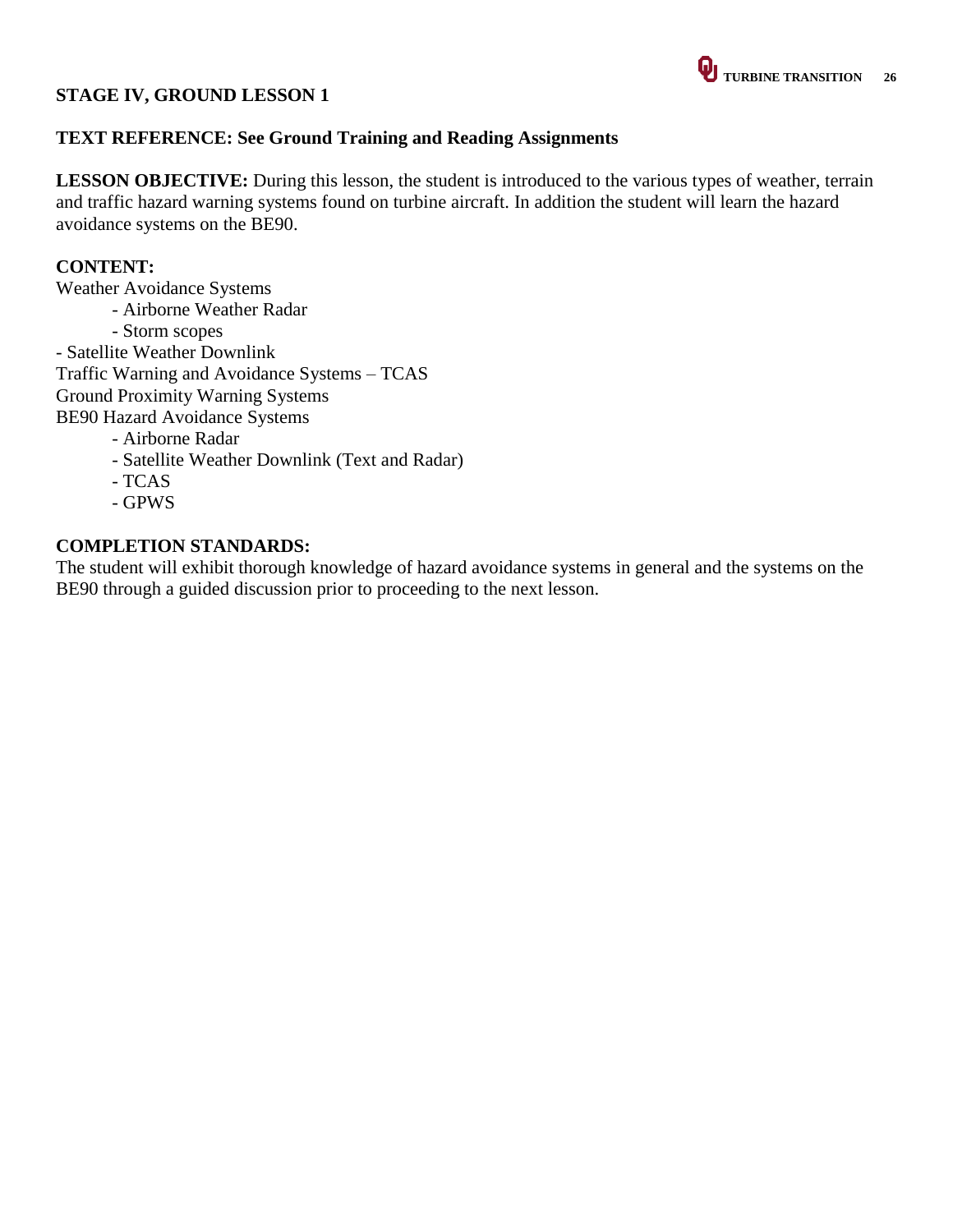## STAGE IV, GROUND LESSON 1

**TEXT REFERENCE: See Ground Training and Reading Assignments**

**LESSON OBJECTIVE:** During this lesson, the student is introduced to the various types of weather, terrain and traffic hazard warning systems found on turbine aircraft. In addition the student will learn the hazard avoidance systems on the BE90.

**CONTENT:**

Weather Avoidance Systems
- Airborne Weather Radar
- Storm scopes
- Satellite Weather Downlink

Traffic Warning and Avoidance Systems – TCAS
Ground Proximity Warning Systems
BE90 Hazard Avoidance Systems
- Airborne Radar
- Satellite Weather Downlink (Text and Radar)
- TCAS
- GPWS

**COMPLETION STANDARDS:**

The student will exhibit thorough knowledge of hazard avoidance systems in general and the systems on the BE90 through a guided discussion prior to proceeding to the next lesson.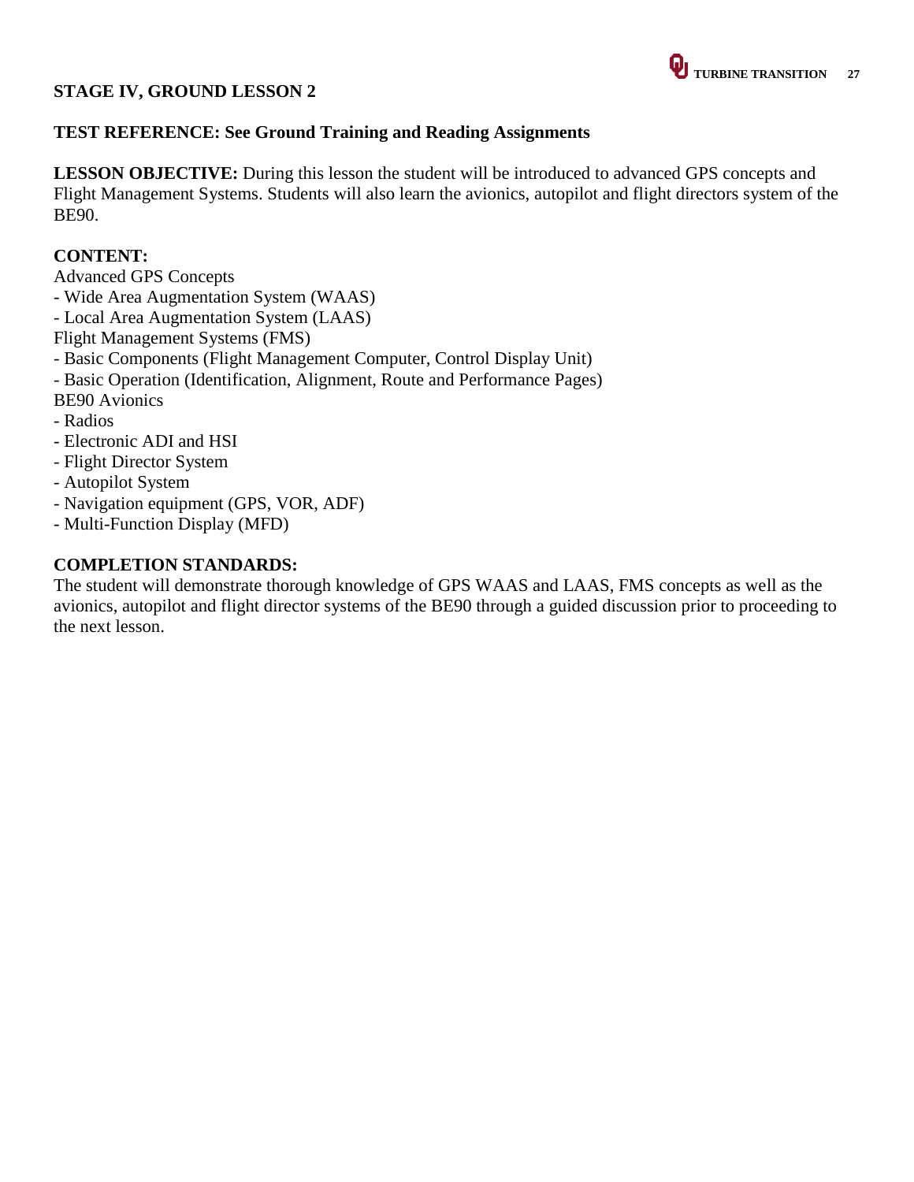## STAGE IV, GROUND LESSON 2

**TEST REFERENCE: See Ground Training and Reading Assignments**

**LESSON OBJECTIVE:** During this lesson the student will be introduced to advanced GPS concepts and Flight Management Systems. Students will also learn the avionics, autopilot and flight directors system of the BE90.

**CONTENT:**

Advanced GPS Concepts
- Wide Area Augmentation System (WAAS)
- Local Area Augmentation System (LAAS)

Flight Management Systems (FMS)
- Basic Components (Flight Management Computer, Control Display Unit)
- Basic Operation (Identification, Alignment, Route and Performance Pages)

BE90 Avionics
- Radios
- Electronic ADI and HSI
- Flight Director System
- Autopilot System
- Navigation equipment (GPS, VOR, ADF)
- Multi-Function Display (MFD)

**COMPLETION STANDARDS:**

The student will demonstrate thorough knowledge of GPS WAAS and LAAS, FMS concepts as well as the avionics, autopilot and flight director systems of the BE90 through a guided discussion prior to proceeding to the next lesson.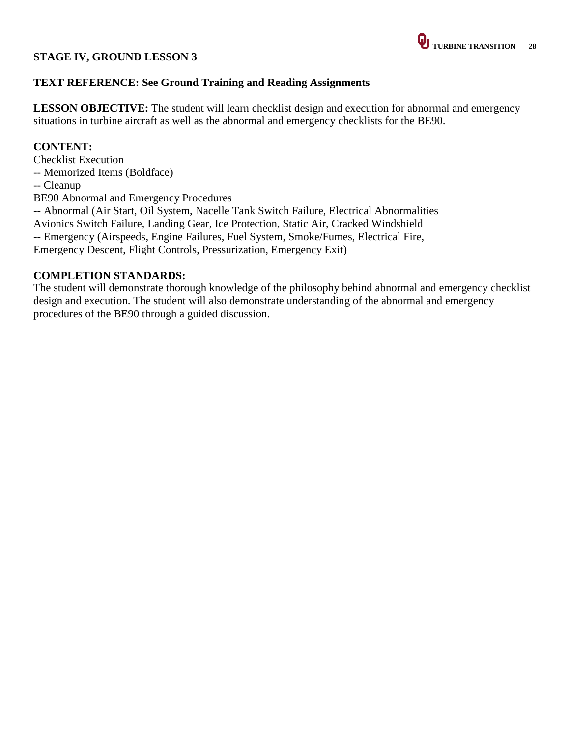## STAGE IV, GROUND LESSON 3

**TEXT REFERENCE: See Ground Training and Reading Assignments**

**LESSON OBJECTIVE:** The student will learn checklist design and execution for abnormal and emergency situations in turbine aircraft as well as the abnormal and emergency checklists for the BE90.

**CONTENT:**
Checklist Execution
-- Memorized Items (Boldface)
-- Cleanup
BE90 Abnormal and Emergency Procedures
-- Abnormal (Air Start, Oil System, Nacelle Tank Switch Failure, Electrical Abnormalities Avionics Switch Failure, Landing Gear, Ice Protection, Static Air, Cracked Windshield
-- Emergency (Airspeeds, Engine Failures, Fuel System, Smoke/Fumes, Electrical Fire, Emergency Descent, Flight Controls, Pressurization, Emergency Exit)

**COMPLETION STANDARDS:**
The student will demonstrate thorough knowledge of the philosophy behind abnormal and emergency checklist design and execution. The student will also demonstrate understanding of the abnormal and emergency procedures of the BE90 through a guided discussion.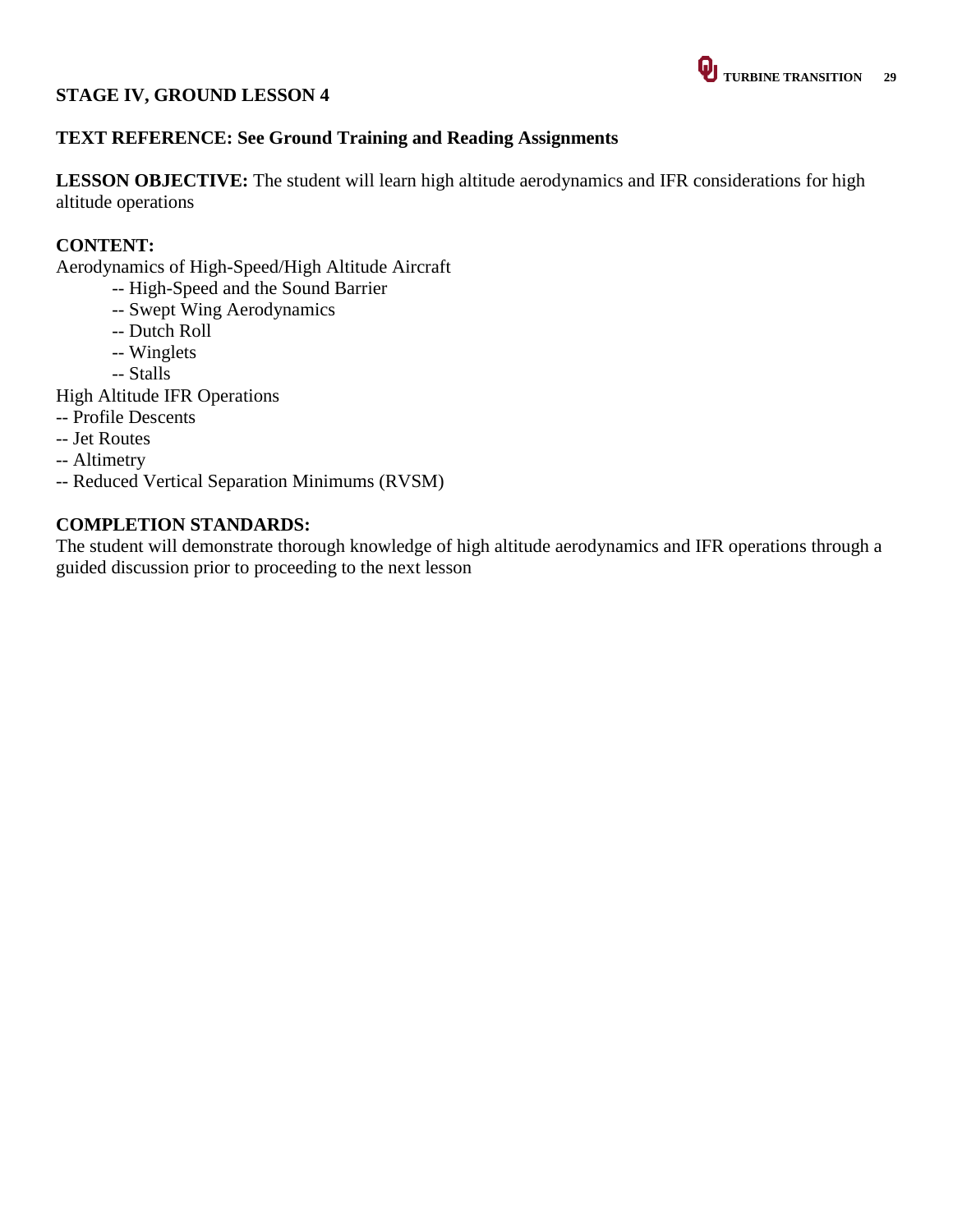## STAGE IV, GROUND LESSON 4

**TEXT REFERENCE: See Ground Training and Reading Assignments**

**LESSON OBJECTIVE:** The student will learn high altitude aerodynamics and IFR considerations for high altitude operations

**CONTENT:**

Aerodynamics of High-Speed/High Altitude Aircraft

- -- High-Speed and the Sound Barrier
- -- Swept Wing Aerodynamics
- -- Dutch Roll
- -- Winglets
- -- Stalls

High Altitude IFR Operations

-- Profile Descents
-- Jet Routes
-- Altimetry
-- Reduced Vertical Separation Minimums (RVSM)

**COMPLETION STANDARDS:**

The student will demonstrate thorough knowledge of high altitude aerodynamics and IFR operations through a guided discussion prior to proceeding to the next lesson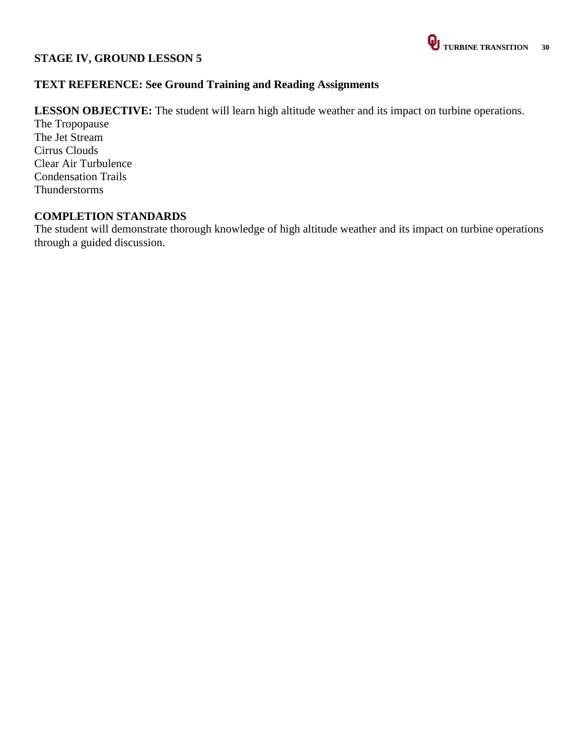## STAGE IV, GROUND LESSON 5

**TEXT REFERENCE: See Ground Training and Reading Assignments**

**LESSON OBJECTIVE:** The student will learn high altitude weather and its impact on turbine operations.

The Tropopause
The Jet Stream
Cirrus Clouds
Clear Air Turbulence
Condensation Trails
Thunderstorms

**COMPLETION STANDARDS**

The student will demonstrate thorough knowledge of high altitude weather and its impact on turbine operations through a guided discussion.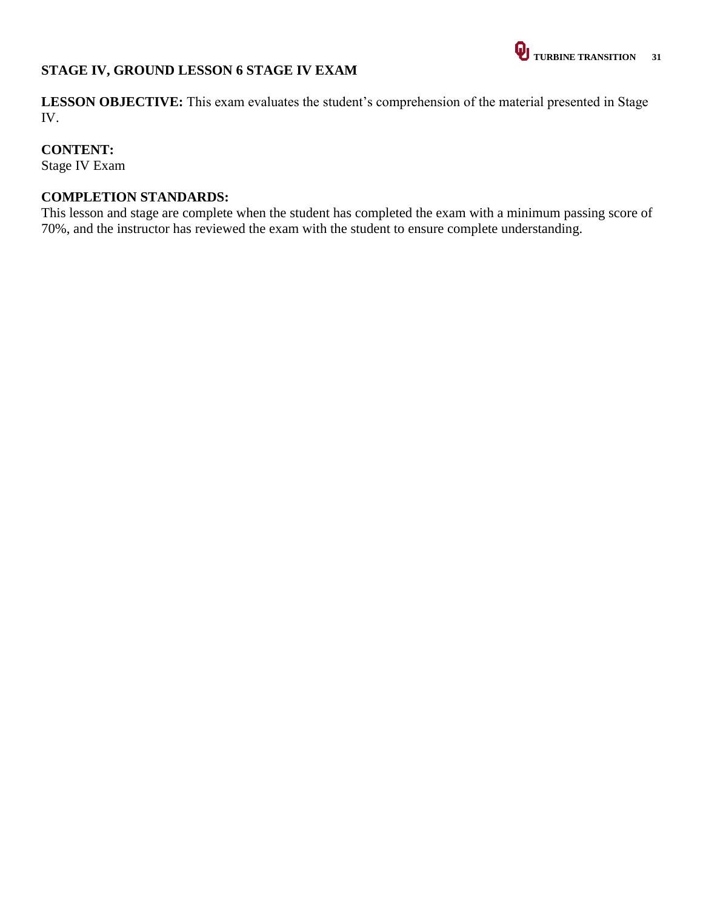## STAGE IV, GROUND LESSON 6 STAGE IV EXAM

**LESSON OBJECTIVE:** This exam evaluates the student's comprehension of the material presented in Stage IV.

**CONTENT:**
Stage IV Exam

**COMPLETION STANDARDS:**
This lesson and stage are complete when the student has completed the exam with a minimum passing score of 70%, and the instructor has reviewed the exam with the student to ensure complete understanding.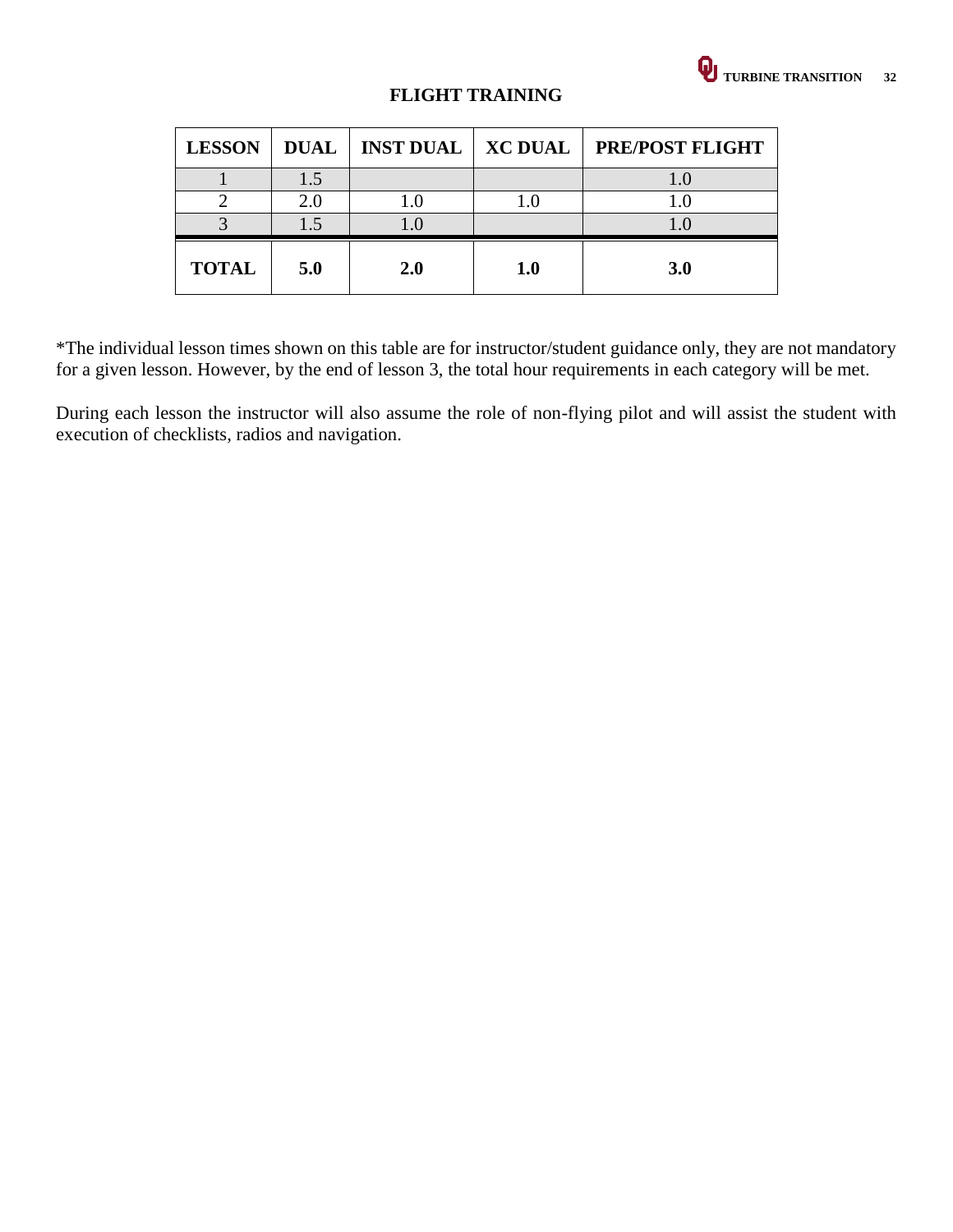## FLIGHT TRAINING

| LESSON | DUAL | INST DUAL | XC DUAL | PRE/POST FLIGHT |
|---|---|---|---|---|
| 1 | 1.5 | | | 1.0 |
| 2 | 2.0 | 1.0 | 1.0 | 1.0 |
| 3 | 1.5 | 1.0 | | 1.0 |
| **TOTAL** | **5.0** | **2.0** | **1.0** | **3.0** |

*The individual lesson times shown on this table are for instructor/student guidance only, they are not mandatory for a given lesson. However, by the end of lesson 3, the total hour requirements in each category will be met.

During each lesson the instructor will also assume the role of non-flying pilot and will assist the student with execution of checklists, radios and navigation.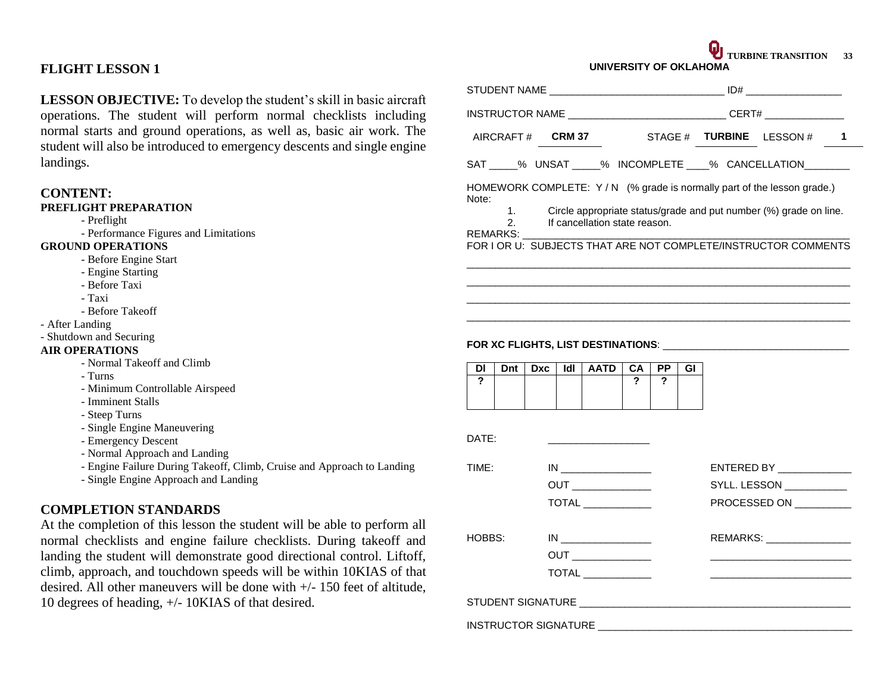# FLIGHT LESSON 1

**LESSON OBJECTIVE:** To develop the student's skill in basic aircraft operations. The student will perform normal checklists including normal starts and ground operations, as well as, basic air work. The student will also be introduced to emergency descents and single engine landings.

## CONTENT:

**PREFLIGHT PREPARATION**

- Preflight
- Performance Figures and Limitations

**GROUND OPERATIONS**

- Before Engine Start
- Engine Starting
- Before Taxi
- Taxi
- Before Takeoff
- After Landing
- Shutdown and Securing

**AIR OPERATIONS**

- Normal Takeoff and Climb
- Turns
- Minimum Controllable Airspeed
- Imminent Stalls
- Steep Turns
- Single Engine Maneuvering
- Emergency Descent
- Normal Approach and Landing
- Engine Failure During Takeoff, Climb, Cruise and Approach to Landing
- Single Engine Approach and Landing

## COMPLETION STANDARDS

At the completion of this lesson the student will be able to perform all normal checklists and engine failure checklists. During takeoff and landing the student will demonstrate good directional control. Liftoff, climb, approach, and touchdown speeds will be within 10KIAS of that desired. All other maneuvers will be done with +/- 150 feet of altitude, 10 degrees of heading, +/- 10KIAS of that desired.

**UNIVERSITY OF OKLAHOMA**

STUDENT NAME _______________________________ ID# _________________

INSTRUCTOR NAME ___________________________ CERT# ______________

AIRCRAFT # **CRM 37** STAGE # **TURBINE** LESSON # **1**

SAT _____% UNSAT _____% INCOMPLETE ____% CANCELLATION________

HOMEWORK COMPLETE: Y / N (% grade is normally part of the lesson grade.)

Note:

1. Circle appropriate status/grade and put number (%) grade on line.
2. If cancellation state reason.

REMARKS: ___________________________________________________________

FOR I OR U: SUBJECTS THAT ARE NOT COMPLETE/INSTRUCTOR COMMENTS

______________________________________________________________________

______________________________________________________________________

______________________________________________________________________

______________________________________________________________________

**FOR XC FLIGHTS, LIST DESTINATIONS**: _________________________________

| DI | Dnt | Dxc | Idl | AATD | CA | PP | GI |
|---|---|---|---|---|---|---|---|
| ? | | | | | ? | ? | |

DATE: __________________

TIME: IN ________________ ENTERED BY _____________

OUT ______________ SYLL. LESSON ___________

TOTAL ____________ PROCESSED ON __________

HOBBS: IN ________________ REMARKS: _______________

OUT ______________ _________________________

TOTAL ____________ _________________________

STUDENT SIGNATURE ________________________________________________

INSTRUCTOR SIGNATURE _____________________________________________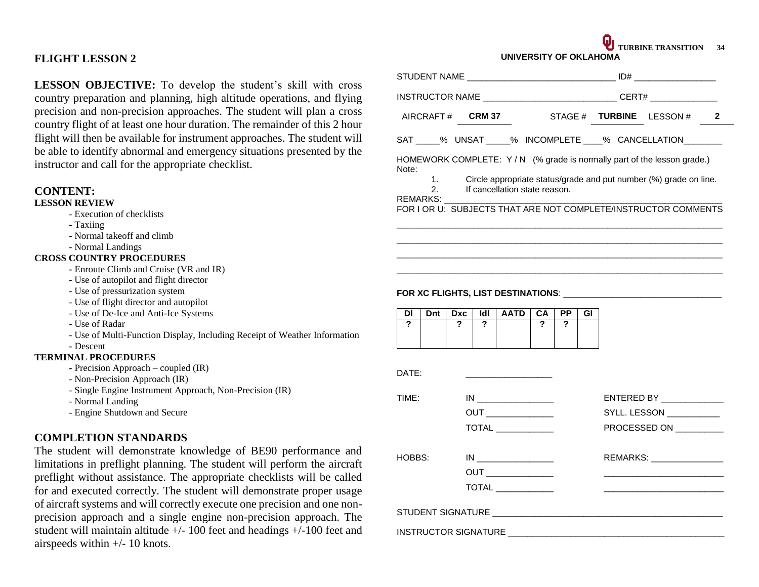# FLIGHT LESSON 2

**LESSON OBJECTIVE:** To develop the student's skill with cross country preparation and planning, high altitude operations, and flying precision and non-precision approaches. The student will plan a cross country flight of at least one hour duration. The remainder of this 2 hour flight will then be available for instrument approaches. The student will be able to identify abnormal and emergency situations presented by the instructor and call for the appropriate checklist.

## CONTENT:

**LESSON REVIEW**

- Execution of checklists
- Taxiing
- Normal takeoff and climb
- Normal Landings

**CROSS COUNTRY PROCEDURES**

- Enroute Climb and Cruise (VR and IR)
- Use of autopilot and flight director
- Use of pressurization system
- Use of flight director and autopilot
- Use of De-Ice and Anti-Ice Systems
- Use of Radar
- Use of Multi-Function Display, Including Receipt of Weather Information
- Descent

**TERMINAL PROCEDURES**

- Precision Approach – coupled (IR)
- Non-Precision Approach (IR)
- Single Engine Instrument Approach, Non-Precision (IR)
- Normal Landing
- Engine Shutdown and Secure

## COMPLETION STANDARDS

The student will demonstrate knowledge of BE90 performance and limitations in preflight planning. The student will perform the aircraft preflight without assistance. The appropriate checklists will be called for and executed correctly. The student will demonstrate proper usage of aircraft systems and will correctly execute one precision and one non-precision approach and a single engine non-precision approach. The student will maintain altitude +/- 100 feet and headings +/-100 feet and airspeeds within +/- 10 knots.

**UNIVERSITY OF OKLAHOMA**

STUDENT NAME ______________________________ ID# ________________

INSTRUCTOR NAME ___________________________ CERT# _____________

AIRCRAFT # **CRM 37** STAGE # **TURBINE** LESSON # **2**

SAT _____% UNSAT _____% INCOMPLETE ____% CANCELLATION________

HOMEWORK COMPLETE: Y / N (% grade is normally part of the lesson grade.)

Note:

1. Circle appropriate status/grade and put number (%) grade on line.
2. If cancellation state reason.

REMARKS: ________________________________________________________

FOR I OR U: SUBJECTS THAT ARE NOT COMPLETE/INSTRUCTOR COMMENTS

______________________________________________________________________

______________________________________________________________________

______________________________________________________________________

______________________________________________________________________

**FOR XC FLIGHTS, LIST DESTINATIONS**: _________________________________

| DI | Dnt | Dxc | IdI | AATD | CA | PP | GI |
|---|---|---|---|---|---|---|---|
| ? | | ? | ? | | ? | ? | |

DATE: __________________

TIME: IN ________________ OUT ______________ TOTAL ____________

ENTERED BY _____________

SYLL. LESSON ___________

PROCESSED ON __________

HOBBS: IN ________________ OUT ______________ TOTAL ____________

REMARKS: _______________

STUDENT SIGNATURE _______________________________________________

INSTRUCTOR SIGNATURE ____________________________________________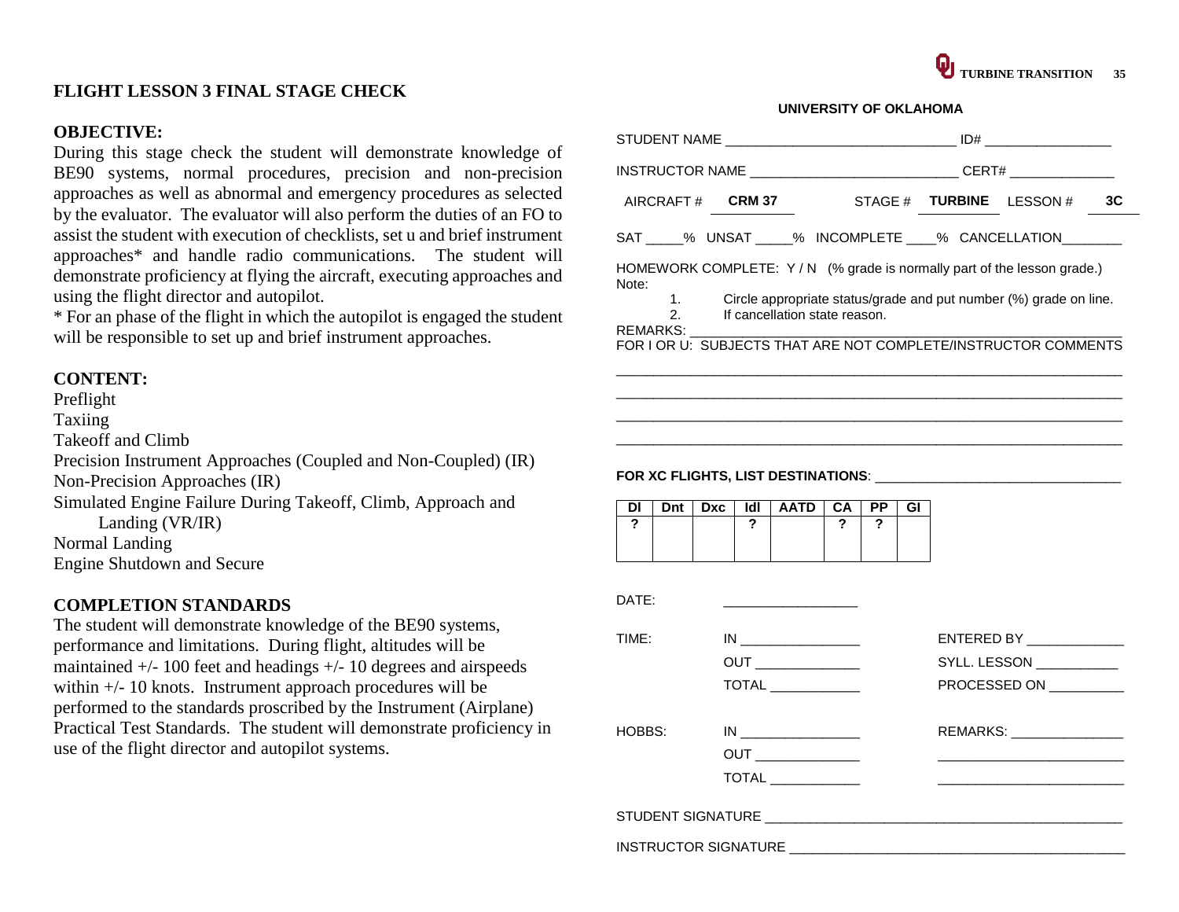# FLIGHT LESSON 3 FINAL STAGE CHECK

## OBJECTIVE:

During this stage check the student will demonstrate knowledge of BE90 systems, normal procedures, precision and non-precision approaches as well as abnormal and emergency procedures as selected by the evaluator. The evaluator will also perform the duties of an FO to assist the student with execution of checklists, set u and brief instrument approaches* and handle radio communications. The student will demonstrate proficiency at flying the aircraft, executing approaches and using the flight director and autopilot.

* For an phase of the flight in which the autopilot is engaged the student will be responsible to set up and brief instrument approaches.

## CONTENT:

Preflight
Taxiing
Takeoff and Climb
Precision Instrument Approaches (Coupled and Non-Coupled) (IR)
Non-Precision Approaches (IR)
Simulated Engine Failure During Takeoff, Climb, Approach and Landing (VR/IR)
Normal Landing
Engine Shutdown and Secure

## COMPLETION STANDARDS

The student will demonstrate knowledge of the BE90 systems, performance and limitations. During flight, altitudes will be maintained +/- 100 feet and headings +/- 10 degrees and airspeeds within +/- 10 knots. Instrument approach procedures will be performed to the standards proscribed by the Instrument (Airplane) Practical Test Standards. The student will demonstrate proficiency in use of the flight director and autopilot systems.

**UNIVERSITY OF OKLAHOMA**

STUDENT NAME _______________________________ ID# _________________

INSTRUCTOR NAME ___________________________ CERT# ______________

AIRCRAFT # **CRM 37** STAGE # **TURBINE** LESSON # **3C**

SAT _____% UNSAT _____% INCOMPLETE ____% CANCELLATION________

HOMEWORK COMPLETE: Y / N (% grade is normally part of the lesson grade.)

Note:

1. Circle appropriate status/grade and put number (%) grade on line.
2. If cancellation state reason.

REMARKS: ____________________________________________________________

FOR I OR U: SUBJECTS THAT ARE NOT COMPLETE/INSTRUCTOR COMMENTS

____________________________________________________________________

____________________________________________________________________

____________________________________________________________________

____________________________________________________________________

**FOR XC FLIGHTS, LIST DESTINATIONS**: _________________________________

| DI | Dnt | Dxc | Idl | AATD | CA | PP | GI |
|---|---|---|---|---|---|---|---|
| ? | | | ? | | ? | ? | |

DATE: __________________

TIME: IN ________________ ENTERED BY _____________

OUT ______________ SYLL. LESSON ___________

TOTAL ____________ PROCESSED ON __________

HOBBS: IN ________________ REMARKS: _______________

OUT ______________ _________________________

TOTAL ____________ _________________________

STUDENT SIGNATURE _________________________________________________

INSTRUCTOR SIGNATURE ______________________________________________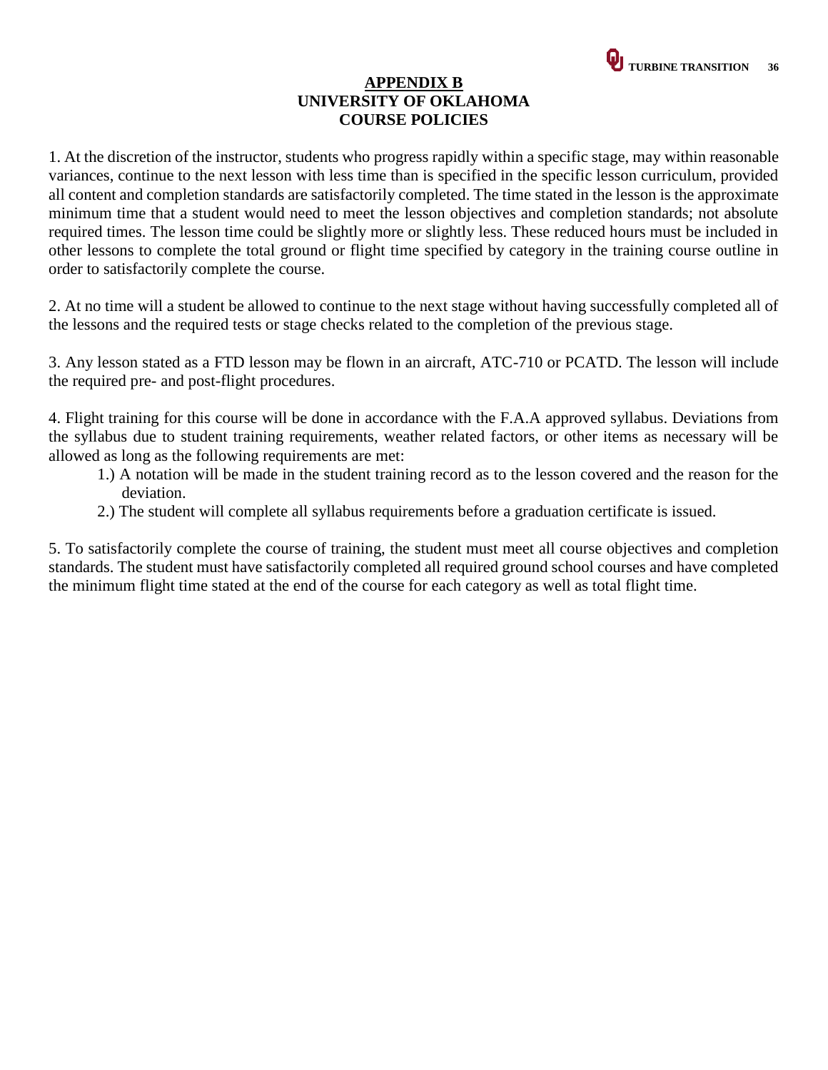## APPENDIX B
## UNIVERSITY OF OKLAHOMA
## COURSE POLICIES

1. At the discretion of the instructor, students who progress rapidly within a specific stage, may within reasonable variances, continue to the next lesson with less time than is specified in the specific lesson curriculum, provided all content and completion standards are satisfactorily completed. The time stated in the lesson is the approximate minimum time that a student would need to meet the lesson objectives and completion standards; not absolute required times. The lesson time could be slightly more or slightly less. These reduced hours must be included in other lessons to complete the total ground or flight time specified by category in the training course outline in order to satisfactorily complete the course.

2. At no time will a student be allowed to continue to the next stage without having successfully completed all of the lessons and the required tests or stage checks related to the completion of the previous stage.

3. Any lesson stated as a FTD lesson may be flown in an aircraft, ATC-710 or PCATD. The lesson will include the required pre- and post-flight procedures.

4. Flight training for this course will be done in accordance with the F.A.A approved syllabus. Deviations from the syllabus due to student training requirements, weather related factors, or other items as necessary will be allowed as long as the following requirements are met:

   1.) A notation will be made in the student training record as to the lesson covered and the reason for the deviation.

   2.) The student will complete all syllabus requirements before a graduation certificate is issued.

5. To satisfactorily complete the course of training, the student must meet all course objectives and completion standards. The student must have satisfactorily completed all required ground school courses and have completed the minimum flight time stated at the end of the course for each category as well as total flight time.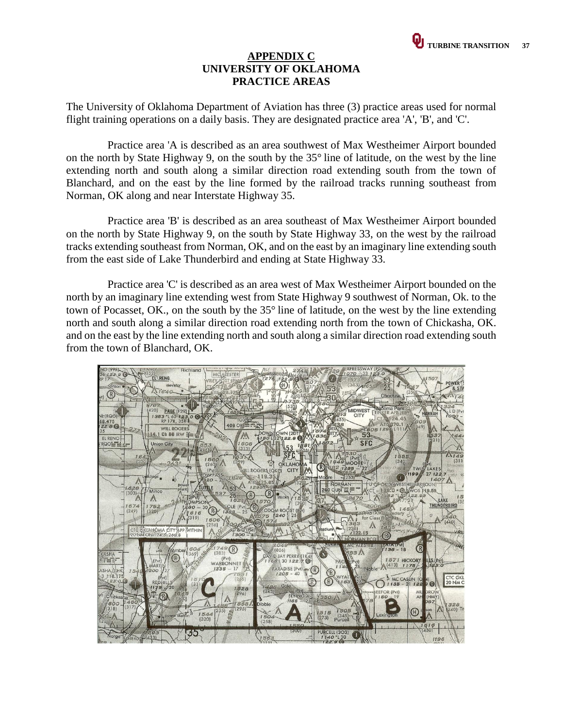## APPENDIX C
## UNIVERSITY OF OKLAHOMA
## PRACTICE AREAS

The University of Oklahoma Department of Aviation has three (3) practice areas used for normal flight training operations on a daily basis. They are designated practice area 'A', 'B', and 'C'.

Practice area 'A is described as an area southwest of Max Westheimer Airport bounded on the north by State Highway 9, on the south by the 35° line of latitude, on the west by the line extending north and south along a similar direction road extending south from the town of Blanchard, and on the east by the line formed by the railroad tracks running southeast from Norman, OK along and near Interstate Highway 35.

Practice area 'B' is described as an area southeast of Max Westheimer Airport bounded on the north by State Highway 9, on the south by State Highway 33, on the west by the railroad tracks extending southeast from Norman, OK, and on the east by an imaginary line extending south from the east side of Lake Thunderbird and ending at State Highway 33.

Practice area 'C' is described as an area west of Max Westheimer Airport bounded on the north by an imaginary line extending west from State Highway 9 southwest of Norman, Ok. to the town of Pocasset, OK., on the south by the 35° line of latitude, on the west by the line extending north and south along a similar direction road extending north from the town of Chickasha, OK. and on the east by the line extending north and south along a similar direction road extending south from the town of Blanchard, OK.